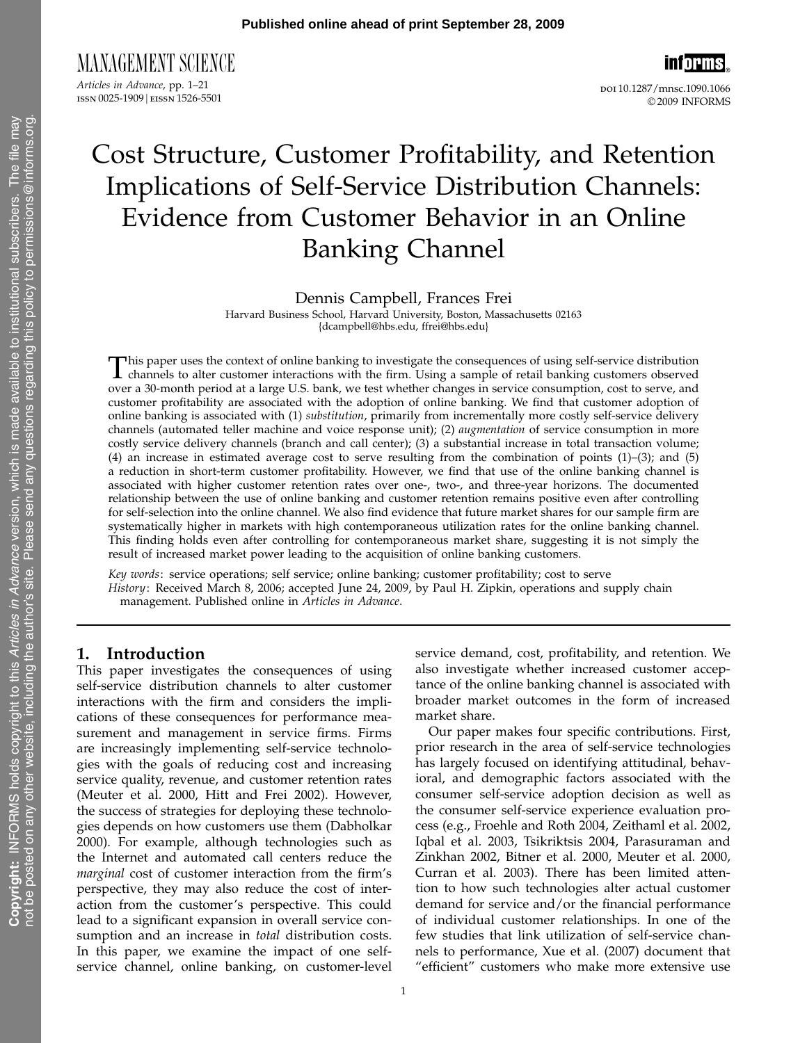# Cost Structure, Customer Profitability, and Retention Implications of Self-Service Distribution Channels: Evidence from Customer Behavior in an Online Banking Channel

Dennis Campbell, Frances Frei

Harvard Business School, Harvard University, Boston, Massachusetts 02163
{dcampbell@hbs.edu, ffrei@hbs.edu}

This paper uses the context of online banking to investigate the consequences of using self-service distribution channels to alter customer interactions with the firm. Using a sample of retail banking customers observed over a 30-month period at a large U.S. bank, we test whether changes in service consumption, cost to serve, and customer profitability are associated with the adoption of online banking. We find that customer adoption of online banking is associated with (1) *substitution*, primarily from incrementally more costly self-service delivery channels (automated teller machine and voice response unit); (2) *augmentation* of service consumption in more costly service delivery channels (branch and call center); (3) a substantial increase in total transaction volume; (4) an increase in estimated average cost to serve resulting from the combination of points (1)–(3); and (5) a reduction in short-term customer profitability. However, we find that use of the online banking channel is associated with higher customer retention rates over one-, two-, and three-year horizons. The documented relationship between the use of online banking and customer retention remains positive even after controlling for self-selection into the online channel. We also find evidence that future market shares for our sample firm are systematically higher in markets with high contemporaneous utilization rates for the online banking channel. This finding holds even after controlling for contemporaneous market share, suggesting it is not simply the result of increased market power leading to the acquisition of online banking customers.

*Key words*: service operations; self service; online banking; customer profitability; cost to serve

*History*: Received March 8, 2006; accepted June 24, 2009, by Paul H. Zipkin, operations and supply chain management. Published online in *Articles in Advance*.

## 1. Introduction

This paper investigates the consequences of using self-service distribution channels to alter customer interactions with the firm and considers the implications of these consequences for performance measurement and management in service firms. Firms are increasingly implementing self-service technologies with the goals of reducing cost and increasing service quality, revenue, and customer retention rates (Meuter et al. 2000, Hitt and Frei 2002). However, the success of strategies for deploying these technologies depends on how customers use them (Dabholkar 2000). For example, although technologies such as the Internet and automated call centers reduce the *marginal* cost of customer interaction from the firm's perspective, they may also reduce the cost of interaction from the customer's perspective. This could lead to a significant expansion in overall service consumption and an increase in *total* distribution costs. In this paper, we examine the impact of one self-service channel, online banking, on customer-level service demand, cost, profitability, and retention. We also investigate whether increased customer acceptance of the online banking channel is associated with broader market outcomes in the form of increased market share.

Our paper makes four specific contributions. First, prior research in the area of self-service technologies has largely focused on identifying attitudinal, behavioral, and demographic factors associated with the consumer self-service adoption decision as well as the consumer self-service experience evaluation process (e.g., Froehle and Roth 2004, Zeithaml et al. 2002, Iqbal et al. 2003, Tsikriktsis 2004, Parasuraman and Zinkhan 2002, Bitner et al. 2000, Meuter et al. 2000, Curran et al. 2003). There has been limited attention to how such technologies alter actual customer demand for service and/or the financial performance of individual customer relationships. In one of the few studies that link utilization of self-service channels to performance, Xue et al. (2007) document that "efficient" customers who make more extensive use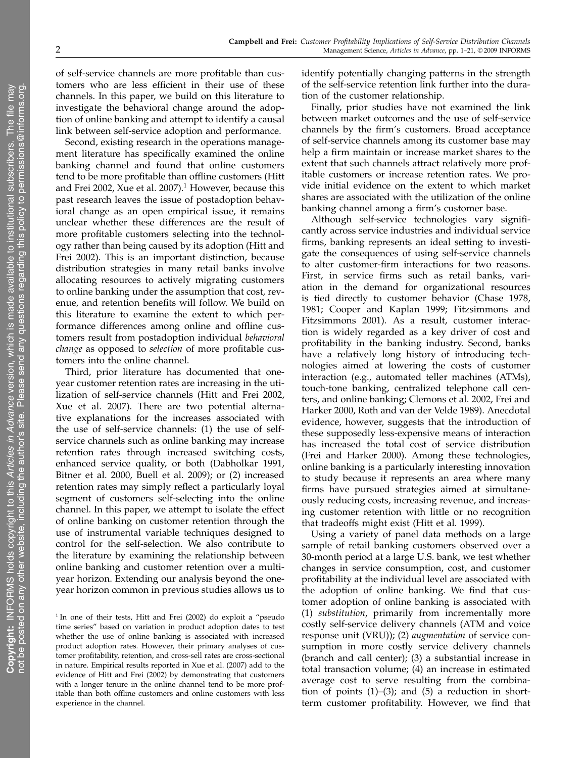of self-service channels are more profitable than customers who are less efficient in their use of these channels. In this paper, we build on this literature to investigate the behavioral change around the adoption of online banking and attempt to identify a causal link between self-service adoption and performance.

Second, existing research in the operations management literature has specifically examined the online banking channel and found that online customers tend to be more profitable than offline customers (Hitt and Frei 2002, Xue et al. 2007).[1] However, because this past research leaves the issue of postadoption behavioral change as an open empirical issue, it remains unclear whether these differences are the result of more profitable customers selecting into the technology rather than being caused by its adoption (Hitt and Frei 2002). This is an important distinction, because distribution strategies in many retail banks involve allocating resources to actively migrating customers to online banking under the assumption that cost, revenue, and retention benefits will follow. We build on this literature to examine the extent to which performance differences among online and offline customers result from postadoption individual *behavioral change* as opposed to *selection* of more profitable customers into the online channel.

Third, prior literature has documented that one-year customer retention rates are increasing in the utilization of self-service channels (Hitt and Frei 2002, Xue et al. 2007). There are two potential alternative explanations for the increases associated with the use of self-service channels: (1) the use of self-service channels such as online banking may increase retention rates through increased switching costs, enhanced service quality, or both (Dabholkar 1991, Bitner et al. 2000, Buell et al. 2009); or (2) increased retention rates may simply reflect a particularly loyal segment of customers self-selecting into the online channel. In this paper, we attempt to isolate the effect of online banking on customer retention through the use of instrumental variable techniques designed to control for the self-selection. We also contribute to the literature by examining the relationship between online banking and customer retention over a multi-year horizon. Extending our analysis beyond the one-year horizon common in previous studies allows us to identify potentially changing patterns in the strength of the self-service retention link further into the duration of the customer relationship.

Finally, prior studies have not examined the link between market outcomes and the use of self-service channels by the firm's customers. Broad acceptance of self-service channels among its customer base may help a firm maintain or increase market shares to the extent that such channels attract relatively more profitable customers or increase retention rates. We provide initial evidence on the extent to which market shares are associated with the utilization of the online banking channel among a firm's customer base.

Although self-service technologies vary significantly across service industries and individual service firms, banking represents an ideal setting to investigate the consequences of using self-service channels to alter customer-firm interactions for two reasons. First, in service firms such as retail banks, variation in the demand for organizational resources is tied directly to customer behavior (Chase 1978, 1981; Cooper and Kaplan 1999; Fitzsimmons and Fitzsimmons 2001). As a result, customer interaction is widely regarded as a key driver of cost and profitability in the banking industry. Second, banks have a relatively long history of introducing technologies aimed at lowering the costs of customer interaction (e.g., automated teller machines (ATMs), touch-tone banking, centralized telephone call centers, and online banking; Clemons et al. 2002, Frei and Harker 2000, Roth and van der Velde 1989). Anecdotal evidence, however, suggests that the introduction of these supposedly less-expensive means of interaction has increased the total cost of service distribution (Frei and Harker 2000). Among these technologies, online banking is a particularly interesting innovation to study because it represents an area where many firms have pursued strategies aimed at simultaneously reducing costs, increasing revenue, and increasing customer retention with little or no recognition that tradeoffs might exist (Hitt et al. 1999).

Using a variety of panel data methods on a large sample of retail banking customers observed over a 30-month period at a large U.S. bank, we test whether changes in service consumption, cost, and customer profitability at the individual level are associated with the adoption of online banking. We find that customer adoption of online banking is associated with (1) *substitution*, primarily from incrementally more costly self-service delivery channels (ATM and voice response unit (VRU)); (2) *augmentation* of service consumption in more costly service delivery channels (branch and call center); (3) a substantial increase in total transaction volume; (4) an increase in estimated average cost to serve resulting from the combination of points (1)–(3); and (5) a reduction in short-term customer profitability. However, we find that

[1] In one of their tests, Hitt and Frei (2002) do exploit a "pseudo time series" based on variation in product adoption dates to test whether the use of online banking is associated with increased product adoption rates. However, their primary analyses of customer profitability, retention, and cross-sell rates are cross-sectional in nature. Empirical results reported in Xue et al. (2007) add to the evidence of Hitt and Frei (2002) by demonstrating that customers with a longer tenure in the online channel tend to be more profitable than both offline customers and online customers with less experience in the channel.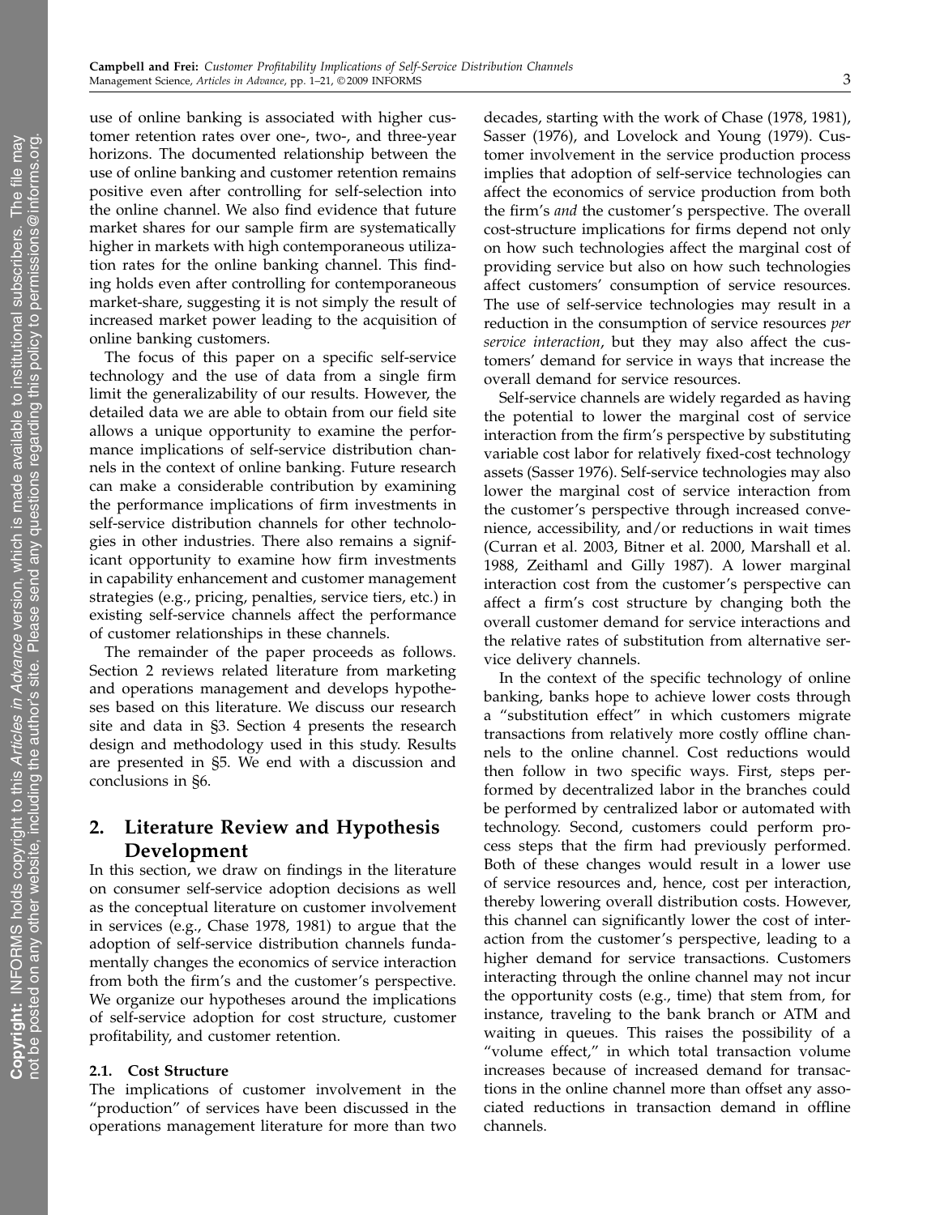use of online banking is associated with higher customer retention rates over one-, two-, and three-year horizons. The documented relationship between the use of online banking and customer retention remains positive even after controlling for self-selection into the online channel. We also find evidence that future market shares for our sample firm are systematically higher in markets with high contemporaneous utilization rates for the online banking channel. This finding holds even after controlling for contemporaneous market-share, suggesting it is not simply the result of increased market power leading to the acquisition of online banking customers.

The focus of this paper on a specific self-service technology and the use of data from a single firm limit the generalizability of our results. However, the detailed data we are able to obtain from our field site allows a unique opportunity to examine the performance implications of self-service distribution channels in the context of online banking. Future research can make a considerable contribution by examining the performance implications of firm investments in self-service distribution channels for other technologies in other industries. There also remains a significant opportunity to examine how firm investments in capability enhancement and customer management strategies (e.g., pricing, penalties, service tiers, etc.) in existing self-service channels affect the performance of customer relationships in these channels.

The remainder of the paper proceeds as follows. Section 2 reviews related literature from marketing and operations management and develops hypotheses based on this literature. We discuss our research site and data in §3. Section 4 presents the research design and methodology used in this study. Results are presented in §5. We end with a discussion and conclusions in §6.

## 2. Literature Review and Hypothesis Development

In this section, we draw on findings in the literature on consumer self-service adoption decisions as well as the conceptual literature on customer involvement in services (e.g., Chase 1978, 1981) to argue that the adoption of self-service distribution channels fundamentally changes the economics of service interaction from both the firm's and the customer's perspective. We organize our hypotheses around the implications of self-service adoption for cost structure, customer profitability, and customer retention.

### 2.1. Cost Structure

The implications of customer involvement in the "production" of services have been discussed in the operations management literature for more than two decades, starting with the work of Chase (1978, 1981), Sasser (1976), and Lovelock and Young (1979). Customer involvement in the service production process implies that adoption of self-service technologies can affect the economics of service production from both the firm's *and* the customer's perspective. The overall cost-structure implications for firms depend not only on how such technologies affect the marginal cost of providing service but also on how such technologies affect customers' consumption of service resources. The use of self-service technologies may result in a reduction in the consumption of service resources *per service interaction*, but they may also affect the customers' demand for service in ways that increase the overall demand for service resources.

Self-service channels are widely regarded as having the potential to lower the marginal cost of service interaction from the firm's perspective by substituting variable cost labor for relatively fixed-cost technology assets (Sasser 1976). Self-service technologies may also lower the marginal cost of service interaction from the customer's perspective through increased convenience, accessibility, and/or reductions in wait times (Curran et al. 2003, Bitner et al. 2000, Marshall et al. 1988, Zeithaml and Gilly 1987). A lower marginal interaction cost from the customer's perspective can affect a firm's cost structure by changing both the overall customer demand for service interactions and the relative rates of substitution from alternative service delivery channels.

In the context of the specific technology of online banking, banks hope to achieve lower costs through a "substitution effect" in which customers migrate transactions from relatively more costly offline channels to the online channel. Cost reductions would then follow in two specific ways. First, steps performed by decentralized labor in the branches could be performed by centralized labor or automated with technology. Second, customers could perform process steps that the firm had previously performed. Both of these changes would result in a lower use of service resources and, hence, cost per interaction, thereby lowering overall distribution costs. However, this channel can significantly lower the cost of interaction from the customer's perspective, leading to a higher demand for service transactions. Customers interacting through the online channel may not incur the opportunity costs (e.g., time) that stem from, for instance, traveling to the bank branch or ATM and waiting in queues. This raises the possibility of a "volume effect," in which total transaction volume increases because of increased demand for transactions in the online channel more than offset any associated reductions in transaction demand in offline channels.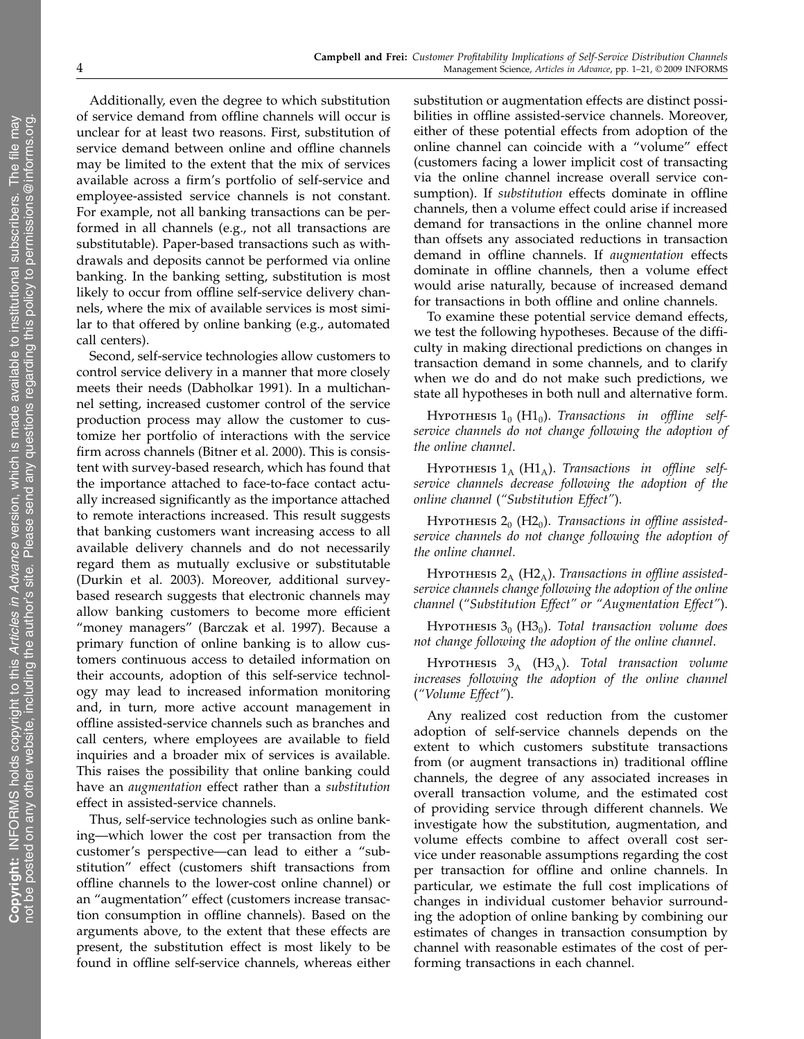Additionally, even the degree to which substitution of service demand from offline channels will occur is unclear for at least two reasons. First, substitution of service demand between online and offline channels may be limited to the extent that the mix of services available across a firm's portfolio of self-service and employee-assisted service channels is not constant. For example, not all banking transactions can be performed in all channels (e.g., not all transactions are substitutable). Paper-based transactions such as withdrawals and deposits cannot be performed via online banking. In the banking setting, substitution is most likely to occur from offline self-service delivery channels, where the mix of available services is most similar to that offered by online banking (e.g., automated call centers).

Second, self-service technologies allow customers to control service delivery in a manner that more closely meets their needs (Dabholkar 1991). In a multichannel setting, increased customer control of the service production process may allow the customer to customize her portfolio of interactions with the service firm across channels (Bitner et al. 2000). This is consistent with survey-based research, which has found that the importance attached to face-to-face contact actually increased significantly as the importance attached to remote interactions increased. This result suggests that banking customers want increasing access to all available delivery channels and do not necessarily regard them as mutually exclusive or substitutable (Durkin et al. 2003). Moreover, additional survey-based research suggests that electronic channels may allow banking customers to become more efficient "money managers" (Barczak et al. 1997). Because a primary function of online banking is to allow customers continuous access to detailed information on their accounts, adoption of this self-service technology may lead to increased information monitoring and, in turn, more active account management in offline assisted-service channels such as branches and call centers, where employees are available to field inquiries and a broader mix of services is available. This raises the possibility that online banking could have an *augmentation* effect rather than a *substitution* effect in assisted-service channels.

Thus, self-service technologies such as online banking—which lower the cost per transaction from the customer's perspective—can lead to either a "substitution" effect (customers shift transactions from offline channels to the lower-cost online channel) or an "augmentation" effect (customers increase transaction consumption in offline channels). Based on the arguments above, to the extent that these effects are present, the substitution effect is most likely to be found in offline self-service channels, whereas either substitution or augmentation effects are distinct possibilities in offline assisted-service channels. Moreover, either of these potential effects from adoption of the online channel can coincide with a "volume" effect (customers facing a lower implicit cost of transacting via the online channel increase overall service consumption). If *substitution* effects dominate in offline channels, then a volume effect could arise if increased demand for transactions in the online channel more than offsets any associated reductions in transaction demand in offline channels. If *augmentation* effects dominate in offline channels, then a volume effect would arise naturally, because of increased demand for transactions in both offline and online channels.

To examine these potential service demand effects, we test the following hypotheses. Because of the difficulty in making directional predictions on changes in transaction demand in some channels, and to clarify when we do and do not make such predictions, we state all hypotheses in both null and alternative form.

Hypothesis $1_0$ ($\mathrm{H1}_0$). *Transactions in offline self-service channels do not change following the adoption of the online channel.*

Hypothesis $1_A$ ($\mathrm{H1}_A$). *Transactions in offline self-service channels decrease following the adoption of the online channel ("Substitution Effect").*

Hypothesis $2_0$ ($\mathrm{H2}_0$). *Transactions in offline assisted-service channels do not change following the adoption of the online channel.*

Hypothesis $2_A$ ($\mathrm{H2}_A$). *Transactions in offline assisted-service channels change following the adoption of the online channel ("Substitution Effect" or "Augmentation Effect").*

Hypothesis $3_0$ ($\mathrm{H3}_0$). *Total transaction volume does not change following the adoption of the online channel.*

Hypothesis $3_A$ ($\mathrm{H3}_A$). *Total transaction volume increases following the adoption of the online channel ("Volume Effect").*

Any realized cost reduction from the customer adoption of self-service channels depends on the extent to which customers substitute transactions from (or augment transactions in) traditional offline channels, the degree of any associated increases in overall transaction volume, and the estimated cost of providing service through different channels. We investigate how the substitution, augmentation, and volume effects combine to affect overall cost service under reasonable assumptions regarding the cost per transaction for offline and online channels. In particular, we estimate the full cost implications of changes in individual customer behavior surrounding the adoption of online banking by combining our estimates of changes in transaction consumption by channel with reasonable estimates of the cost of performing transactions in each channel.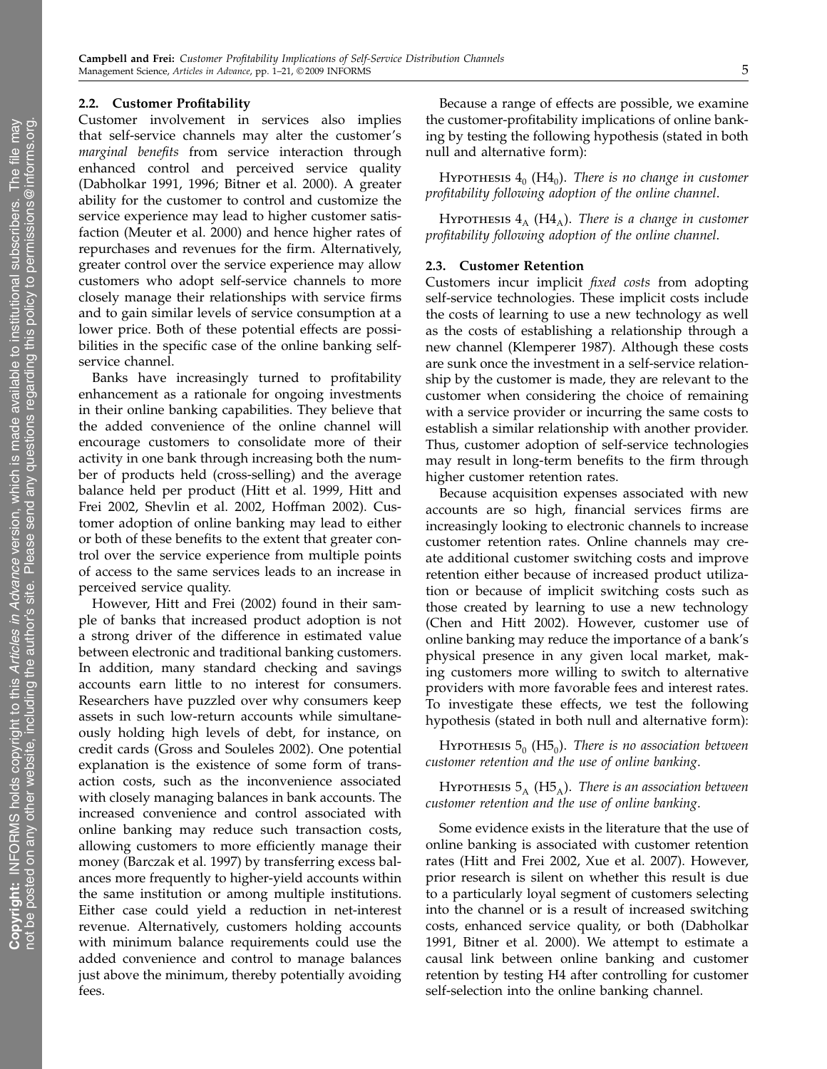### 2.2. Customer Profitability

Customer involvement in services also implies that self-service channels may alter the customer's *marginal benefits* from service interaction through enhanced control and perceived service quality (Dabholkar 1991, 1996; Bitner et al. 2000). A greater ability for the customer to control and customize the service experience may lead to higher customer satisfaction (Meuter et al. 2000) and hence higher rates of repurchases and revenues for the firm. Alternatively, greater control over the service experience may allow customers who adopt self-service channels to more closely manage their relationships with service firms and to gain similar levels of service consumption at a lower price. Both of these potential effects are possibilities in the specific case of the online banking self-service channel.

Banks have increasingly turned to profitability enhancement as a rationale for ongoing investments in their online banking capabilities. They believe that the added convenience of the online channel will encourage customers to consolidate more of their activity in one bank through increasing both the number of products held (cross-selling) and the average balance held per product (Hitt et al. 1999, Hitt and Frei 2002, Shevlin et al. 2002, Hoffman 2002). Customer adoption of online banking may lead to either or both of these benefits to the extent that greater control over the service experience from multiple points of access to the same services leads to an increase in perceived service quality.

However, Hitt and Frei (2002) found in their sample of banks that increased product adoption is not a strong driver of the difference in estimated value between electronic and traditional banking customers. In addition, many standard checking and savings accounts earn little to no interest for consumers. Researchers have puzzled over why consumers keep assets in such low-return accounts while simultaneously holding high levels of debt, for instance, on credit cards (Gross and Souleles 2002). One potential explanation is the existence of some form of transaction costs, such as the inconvenience associated with closely managing balances in bank accounts. The increased convenience and control associated with online banking may reduce such transaction costs, allowing customers to more efficiently manage their money (Barczak et al. 1997) by transferring excess balances more frequently to higher-yield accounts within the same institution or among multiple institutions. Either case could yield a reduction in net-interest revenue. Alternatively, customers holding accounts with minimum balance requirements could use the added convenience and control to manage balances just above the minimum, thereby potentially avoiding fees.

Because a range of effects are possible, we examine the customer-profitability implications of online banking by testing the following hypothesis (stated in both null and alternative form):

Hypothesis $4_0$ ($H4_0$). *There is no change in customer profitability following adoption of the online channel.*

Hypothesis $4_A$ ($H4_A$). *There is a change in customer profitability following adoption of the online channel.*

### 2.3. Customer Retention

Customers incur implicit *fixed costs* from adopting self-service technologies. These implicit costs include the costs of learning to use a new technology as well as the costs of establishing a relationship through a new channel (Klemperer 1987). Although these costs are sunk once the investment in a self-service relationship by the customer is made, they are relevant to the customer when considering the choice of remaining with a service provider or incurring the same costs to establish a similar relationship with another provider. Thus, customer adoption of self-service technologies may result in long-term benefits to the firm through higher customer retention rates.

Because acquisition expenses associated with new accounts are so high, financial services firms are increasingly looking to electronic channels to increase customer retention rates. Online channels may create additional customer switching costs and improve retention either because of increased product utilization or because of implicit switching costs such as those created by learning to use a new technology (Chen and Hitt 2002). However, customer use of online banking may reduce the importance of a bank's physical presence in any given local market, making customers more willing to switch to alternative providers with more favorable fees and interest rates. To investigate these effects, we test the following hypothesis (stated in both null and alternative form):

Hypothesis $5_0$ ($H5_0$). *There is no association between customer retention and the use of online banking.*

Hypothesis $5_A$ ($H5_A$). *There is an association between customer retention and the use of online banking.*

Some evidence exists in the literature that the use of online banking is associated with customer retention rates (Hitt and Frei 2002, Xue et al. 2007). However, prior research is silent on whether this result is due to a particularly loyal segment of customers selecting into the channel or is a result of increased switching costs, enhanced service quality, or both (Dabholkar 1991, Bitner et al. 2000). We attempt to estimate a causal link between online banking and customer retention by testing H4 after controlling for customer self-selection into the online banking channel.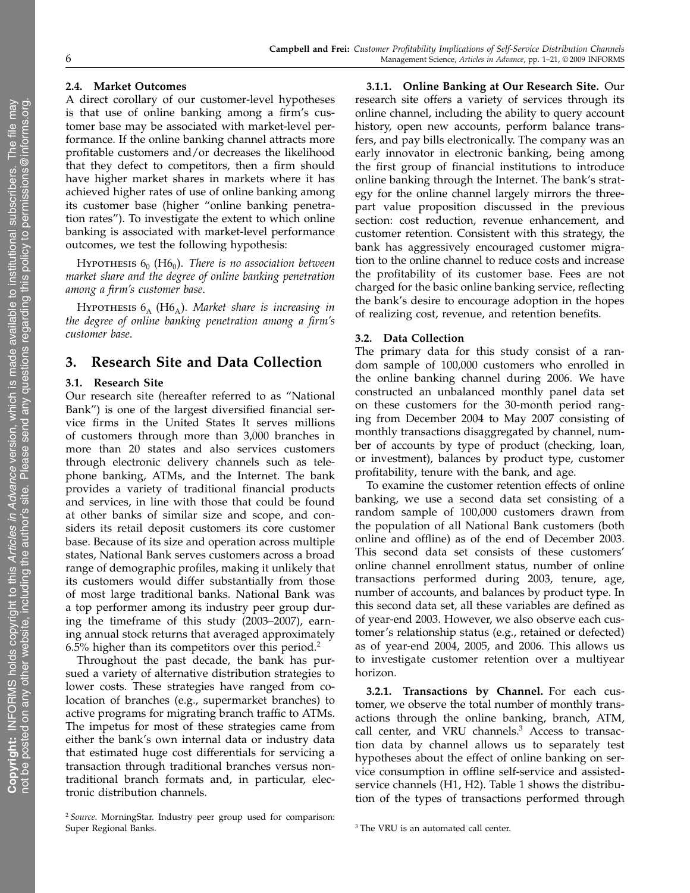### 2.4. Market Outcomes

A direct corollary of our customer-level hypotheses is that use of online banking among a firm's customer base may be associated with market-level performance. If the online banking channel attracts more profitable customers and/or decreases the likelihood that they defect to competitors, then a firm should have higher market shares in markets where it has achieved higher rates of use of online banking among its customer base (higher "online banking penetration rates"). To investigate the extent to which online banking is associated with market-level performance outcomes, we test the following hypothesis:

Hypothesis $6_0$ ($H6_0$). *There is no association between market share and the degree of online banking penetration among a firm's customer base.*

Hypothesis $6_A$ ($H6_A$). *Market share is increasing in the degree of online banking penetration among a firm's customer base.*

## 3. Research Site and Data Collection

### 3.1. Research Site

Our research site (hereafter referred to as "National Bank") is one of the largest diversified financial service firms in the United States It serves millions of customers through more than 3,000 branches in more than 20 states and also services customers through electronic delivery channels such as telephone banking, ATMs, and the Internet. The bank provides a variety of traditional financial products and services, in line with those that could be found at other banks of similar size and scope, and considers its retail deposit customers its core customer base. Because of its size and operation across multiple states, National Bank serves customers across a broad range of demographic profiles, making it unlikely that its customers would differ substantially from those of most large traditional banks. National Bank was a top performer among its industry peer group during the timeframe of this study (2003–2007), earning annual stock returns that averaged approximately 6.5% higher than its competitors over this period.[2]

Throughout the past decade, the bank has pursued a variety of alternative distribution strategies to lower costs. These strategies have ranged from colocation of branches (e.g., supermarket branches) to active programs for migrating branch traffic to ATMs. The impetus for most of these strategies came from either the bank's own internal data or industry data that estimated huge cost differentials for servicing a transaction through traditional branches versus nontraditional branch formats and, in particular, electronic distribution channels.

**3.1.1. Online Banking at Our Research Site.** Our research site offers a variety of services through its online channel, including the ability to query account history, open new accounts, perform balance transfers, and pay bills electronically. The company was an early innovator in electronic banking, being among the first group of financial institutions to introduce online banking through the Internet. The bank's strategy for the online channel largely mirrors the three-part value proposition discussed in the previous section: cost reduction, revenue enhancement, and customer retention. Consistent with this strategy, the bank has aggressively encouraged customer migration to the online channel to reduce costs and increase the profitability of its customer base. Fees are not charged for the basic online banking service, reflecting the bank's desire to encourage adoption in the hopes of realizing cost, revenue, and retention benefits.

### 3.2. Data Collection

The primary data for this study consist of a random sample of 100,000 customers who enrolled in the online banking channel during 2006. We have constructed an unbalanced monthly panel data set on these customers for the 30-month period ranging from December 2004 to May 2007 consisting of monthly transactions disaggregated by channel, number of accounts by type of product (checking, loan, or investment), balances by product type, customer profitability, tenure with the bank, and age.

To examine the customer retention effects of online banking, we use a second data set consisting of a random sample of 100,000 customers drawn from the population of all National Bank customers (both online and offline) as of the end of December 2003. This second data set consists of these customers' online channel enrollment status, number of online transactions performed during 2003, tenure, age, number of accounts, and balances by product type. In this second data set, all these variables are defined as of year-end 2003. However, we also observe each customer's relationship status (e.g., retained or defected) as of year-end 2004, 2005, and 2006. This allows us to investigate customer retention over a multiyear horizon.

**3.2.1. Transactions by Channel.** For each customer, we observe the total number of monthly transactions through the online banking, branch, ATM, call center, and VRU channels.[3] Access to transaction data by channel allows us to separately test hypotheses about the effect of online banking on service consumption in offline self-service and assisted-service channels (H1, H2). Table 1 shows the distribution of the types of transactions performed through

[2] *Source.* MorningStar. Industry peer group used for comparison: Super Regional Banks.

[3] The VRU is an automated call center.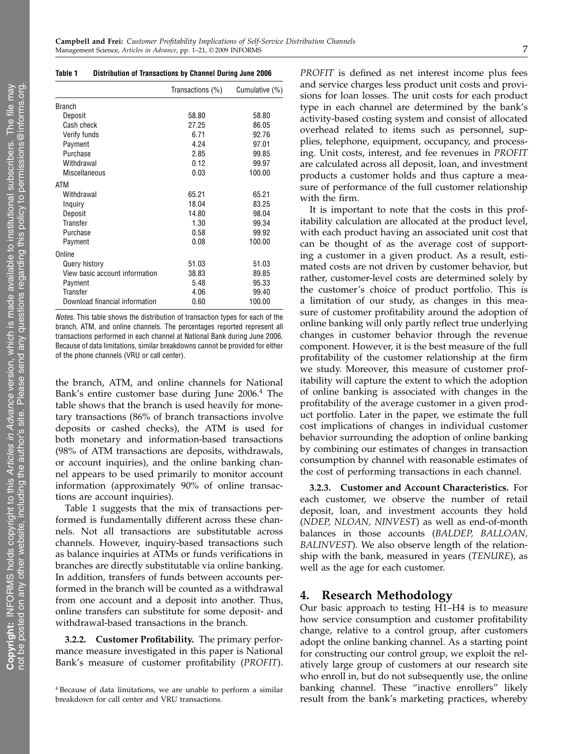**Table 1 Distribution of Transactions by Channel During June 2006**

| | Transactions (%) | Cumulative (%) |
|---|---|---|
| Branch | | |
| Deposit | 58.80 | 58.80 |
| Cash check | 27.25 | 86.05 |
| Verify funds | 6.71 | 92.76 |
| Payment | 4.24 | 97.01 |
| Purchase | 2.85 | 99.85 |
| Withdrawal | 0.12 | 99.97 |
| Miscellaneous | 0.03 | 100.00 |
| ATM | | |
| Withdrawal | 65.21 | 65.21 |
| Inquiry | 18.04 | 83.25 |
| Deposit | 14.80 | 98.04 |
| Transfer | 1.30 | 99.34 |
| Purchase | 0.58 | 99.92 |
| Payment | 0.08 | 100.00 |
| Online | | |
| Query history | 51.03 | 51.03 |
| View basic account information | 38.83 | 89.85 |
| Payment | 5.48 | 95.33 |
| Transfer | 4.06 | 99.40 |
| Download financial information | 0.60 | 100.00 |

*Notes.* This table shows the distribution of transaction types for each of the branch, ATM, and online channels. The percentages reported represent all transactions performed in each channel at National Bank during June 2006. Because of data limitations, similar breakdowns cannot be provided for either of the phone channels (VRU or call center).

the branch, ATM, and online channels for National Bank's entire customer base during June 2006.[4] The table shows that the branch is used heavily for monetary transactions (86% of branch transactions involve deposits or cashed checks), the ATM is used for both monetary and information-based transactions (98% of ATM transactions are deposits, withdrawals, or account inquiries), and the online banking channel appears to be used primarily to monitor account information (approximately 90% of online transactions are account inquiries).

Table 1 suggests that the mix of transactions performed is fundamentally different across these channels. Not all transactions are substitutable across channels. However, inquiry-based transactions such as balance inquiries at ATMs or funds verifications in branches are directly substitutable via online banking. In addition, transfers of funds between accounts performed in the branch will be counted as a withdrawal from one account and a deposit into another. Thus, online transfers can substitute for some deposit- and withdrawal-based transactions in the branch.

**3.2.2. Customer Profitability.** The primary performance measure investigated in this paper is National Bank's measure of customer profitability (*PROFIT*). *PROFIT* is defined as net interest income plus fees and service charges less product unit costs and provisions for loan losses. The unit costs for each product type in each channel are determined by the bank's activity-based costing system and consist of allocated overhead related to items such as personnel, supplies, telephone, equipment, occupancy, and processing. Unit costs, interest, and fee revenues in *PROFIT* are calculated across all deposit, loan, and investment products a customer holds and thus capture a measure of performance of the full customer relationship with the firm.

It is important to note that the costs in this profitability calculation are allocated at the product level, with each product having an associated unit cost that can be thought of as the average cost of supporting a customer in a given product. As a result, estimated costs are not driven by customer behavior, but rather, customer-level costs are determined solely by the customer's choice of product portfolio. This is a limitation of our study, as changes in this measure of customer profitability around the adoption of online banking will only partly reflect true underlying changes in customer behavior through the revenue component. However, it is the best measure of the full profitability of the customer relationship at the firm we study. Moreover, this measure of customer profitability will capture the extent to which the adoption of online banking is associated with changes in the profitability of the average customer in a given product portfolio. Later in the paper, we estimate the full cost implications of changes in individual customer behavior surrounding the adoption of online banking by combining our estimates of changes in transaction consumption by channel with reasonable estimates of the cost of performing transactions in each channel.

**3.2.3. Customer and Account Characteristics.** For each customer, we observe the number of retail deposit, loan, and investment accounts they hold (*NDEP, NLOAN, NINVEST*) as well as end-of-month balances in those accounts (*BALDEP, BALLOAN, BALINVEST*). We also observe length of the relationship with the bank, measured in years (*TENURE*), as well as the age for each customer.

## 4. Research Methodology

Our basic approach to testing H1–H4 is to measure how service consumption and customer profitability change, relative to a control group, after customers adopt the online banking channel. As a starting point for constructing our control group, we exploit the relatively large group of customers at our research site who enroll in, but do not subsequently use, the online banking channel. These "inactive enrollers" likely result from the bank's marketing practices, whereby

[4] Because of data limitations, we are unable to perform a similar breakdown for call center and VRU transactions.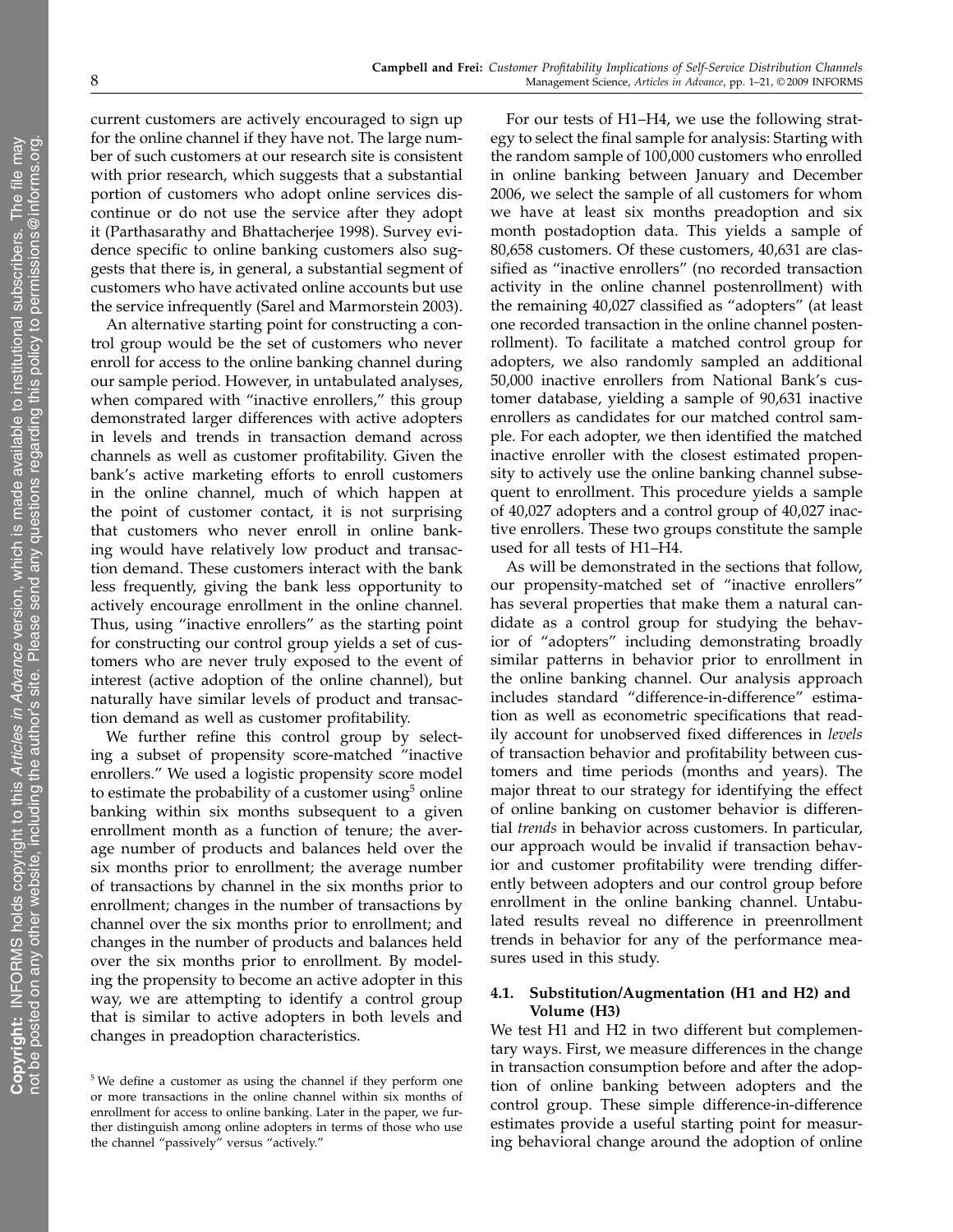current customers are actively encouraged to sign up for the online channel if they have not. The large number of such customers at our research site is consistent with prior research, which suggests that a substantial portion of customers who adopt online services discontinue or do not use the service after they adopt it (Parthasarathy and Bhattacherjee 1998). Survey evidence specific to online banking customers also suggests that there is, in general, a substantial segment of customers who have activated online accounts but use the service infrequently (Sarel and Marmorstein 2003).

An alternative starting point for constructing a control group would be the set of customers who never enroll for access to the online banking channel during our sample period. However, in untabulated analyses, when compared with "inactive enrollers," this group demonstrated larger differences with active adopters in levels and trends in transaction demand across channels as well as customer profitability. Given the bank's active marketing efforts to enroll customers in the online channel, much of which happen at the point of customer contact, it is not surprising that customers who never enroll in online banking would have relatively low product and transaction demand. These customers interact with the bank less frequently, giving the bank less opportunity to actively encourage enrollment in the online channel. Thus, using "inactive enrollers" as the starting point for constructing our control group yields a set of customers who are never truly exposed to the event of interest (active adoption of the online channel), but naturally have similar levels of product and transaction demand as well as customer profitability.

We further refine this control group by selecting a subset of propensity score-matched "inactive enrollers." We used a logistic propensity score model to estimate the probability of a customer using[5] online banking within six months subsequent to a given enrollment month as a function of tenure; the average number of products and balances held over the six months prior to enrollment; the average number of transactions by channel in the six months prior to enrollment; changes in the number of transactions by channel over the six months prior to enrollment; and changes in the number of products and balances held over the six months prior to enrollment. By modeling the propensity to become an active adopter in this way, we are attempting to identify a control group that is similar to active adopters in both levels and changes in preadoption characteristics.

[5] We define a customer as using the channel if they perform one or more transactions in the online channel within six months of enrollment for access to online banking. Later in the paper, we further distinguish among online adopters in terms of those who use the channel "passively" versus "actively."

For our tests of H1–H4, we use the following strategy to select the final sample for analysis: Starting with the random sample of 100,000 customers who enrolled in online banking between January and December 2006, we select the sample of all customers for whom we have at least six months preadoption and six month postadoption data. This yields a sample of 80,658 customers. Of these customers, 40,631 are classified as "inactive enrollers" (no recorded transaction activity in the online channel postenrollment) with the remaining 40,027 classified as "adopters" (at least one recorded transaction in the online channel postenrollment). To facilitate a matched control group for adopters, we also randomly sampled an additional 50,000 inactive enrollers from National Bank's customer database, yielding a sample of 90,631 inactive enrollers as candidates for our matched control sample. For each adopter, we then identified the matched inactive enroller with the closest estimated propensity to actively use the online banking channel subsequent to enrollment. This procedure yields a sample of 40,027 adopters and a control group of 40,027 inactive enrollers. These two groups constitute the sample used for all tests of H1–H4.

As will be demonstrated in the sections that follow, our propensity-matched set of "inactive enrollers" has several properties that make them a natural candidate as a control group for studying the behavior of "adopters" including demonstrating broadly similar patterns in behavior prior to enrollment in the online banking channel. Our analysis approach includes standard "difference-in-difference" estimation as well as econometric specifications that readily account for unobserved fixed differences in *levels* of transaction behavior and profitability between customers and time periods (months and years). The major threat to our strategy for identifying the effect of online banking on customer behavior is differential *trends* in behavior across customers. In particular, our approach would be invalid if transaction behavior and customer profitability were trending differently between adopters and our control group before enrollment in the online banking channel. Untabulated results reveal no difference in preenrollment trends in behavior for any of the performance measures used in this study.

### 4.1. Substitution/Augmentation (H1 and H2) and Volume (H3)

We test H1 and H2 in two different but complementary ways. First, we measure differences in the change in transaction consumption before and after the adoption of online banking between adopters and the control group. These simple difference-in-difference estimates provide a useful starting point for measuring behavioral change around the adoption of online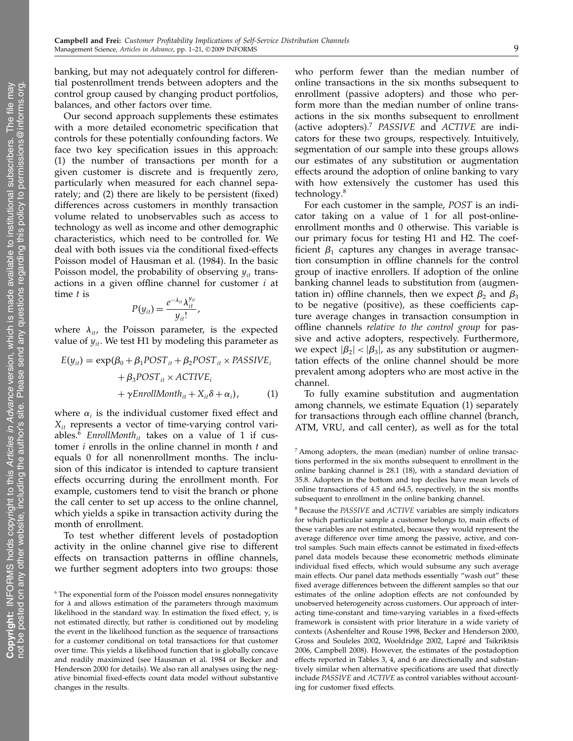banking, but may not adequately control for differential postenrollment trends between adopters and the control group caused by changing product portfolios, balances, and other factors over time.

Our second approach supplements these estimates with a more detailed econometric specification that controls for these potentially confounding factors. We face two key specification issues in this approach: (1) the number of transactions per month for a given customer is discrete and is frequently zero, particularly when measured for each channel separately; and (2) there are likely to be persistent (fixed) differences across customers in monthly transaction volume related to unobservables such as access to technology as well as income and other demographic characteristics, which need to be controlled for. We deal with both issues via the conditional fixed-effects Poisson model of Hausman et al. (1984). In the basic Poisson model, the probability of observing $y_{it}$ transactions in a given offline channel for customer $i$ at time $t$ is

$$P(y_{it}) = \frac{e^{-\lambda_{it}} \lambda_{it}^{y_{it}}}{y_{it}!},$$

where $\lambda_{it}$, the Poisson parameter, is the expected value of $y_{it}$. We test H1 by modeling this parameter as

$$E(y_{it}) = \exp(\beta_0 + \beta_1 POST_{it} + \beta_2 POST_{it} \times PASSIVE_i + \beta_3 POST_{it} \times ACTIVE_i + \gamma EnrollMonth_{it} + X_{it}\delta + \alpha_i), \quad (1)$$

where $\alpha_i$ is the individual customer fixed effect and $X_{it}$ represents a vector of time-varying control variables.[6] $EnrollMonth_{it}$ takes on a value of 1 if customer $i$ enrolls in the online channel in month $t$ and equals 0 for all nonenrollment months. The inclusion of this indicator is intended to capture transient effects occurring during the enrollment month. For example, customers tend to visit the branch or phone the call center to set up access to the online channel, which yields a spike in transaction activity during the month of enrollment.

To test whether different levels of postadoption activity in the online channel give rise to different effects on transaction patterns in offline channels, we further segment adopters into two groups: those who perform fewer than the median number of online transactions in the six months subsequent to enrollment (passive adopters) and those who perform more than the median number of online transactions in the six months subsequent to enrollment (active adopters).[7] *PASSIVE* and *ACTIVE* are indicators for these two groups, respectively. Intuitively, segmentation of our sample into these groups allows our estimates of any substitution or augmentation effects around the adoption of online banking to vary with how extensively the customer has used this technology.[8]

For each customer in the sample, *POST* is an indicator taking on a value of 1 for all post-online-enrollment months and 0 otherwise. This variable is our primary focus for testing H1 and H2. The coefficient $\beta_1$ captures any changes in average transaction consumption in offline channels for the control group of inactive enrollers. If adoption of the online banking channel leads to substitution from (augmentation in) offline channels, then we expect $\beta_2$ and $\beta_3$ to be negative (positive), as these coefficients capture average changes in transaction consumption in offline channels *relative to the control group* for passive and active adopters, respectively. Furthermore, we expect $|\beta_2| < |\beta_3|$, as any substitution or augmentation effects of the online channel should be more prevalent among adopters who are most active in the channel.

To fully examine substitution and augmentation among channels, we estimate Equation (1) separately for transactions through each offline channel (branch, ATM, VRU, and call center), as well as for the total

[6] The exponential form of the Poisson model ensures nonnegativity for $\lambda$ and allows estimation of the parameters through maximum likelihood in the standard way. In estimation the fixed effect, $\gamma$, is not estimated directly, but rather is conditioned out by modeling the event in the likelihood function as the sequence of transactions for a customer conditional on total transactions for that customer over time. This yields a likelihood function that is globally concave and readily maximized (see Hausman et al. 1984 or Becker and Henderson 2000 for details). We also ran all analyses using the negative binomial fixed-effects count data model without substantive changes in the results.

[7] Among adopters, the mean (median) number of online transactions performed in the six months subsequent to enrollment in the online banking channel is 28.1 (18), with a standard deviation of 35.8. Adopters in the bottom and top deciles have mean levels of online transactions of 4.5 and 64.5, respectively, in the six months subsequent to enrollment in the online banking channel.

[8] Because the *PASSIVE* and *ACTIVE* variables are simply indicators for which particular sample a customer belongs to, main effects of these variables are not estimated, because they would represent the average difference over time among the passive, active, and control samples. Such main effects cannot be estimated in fixed-effects panel data models because these econometric methods eliminate individual fixed effects, which would subsume any such average main effects. Our panel data methods essentially "wash out" these fixed average differences between the different samples so that our estimates of the online adoption effects are not confounded by unobserved heterogeneity across customers. Our approach of interacting time-constant and time-varying variables in a fixed-effects framework is consistent with prior literature in a wide variety of contexts (Ashenfelter and Rouse 1998, Becker and Henderson 2000, Gross and Souleles 2002, Wooldridge 2002, Lapré and Tsikriktsis 2006, Campbell 2008). However, the estimates of the postadoption effects reported in Tables 3, 4, and 6 are directionally and substantively similar when alternative specifications are used that directly include *PASSIVE* and *ACTIVE* as control variables without accounting for customer fixed effects.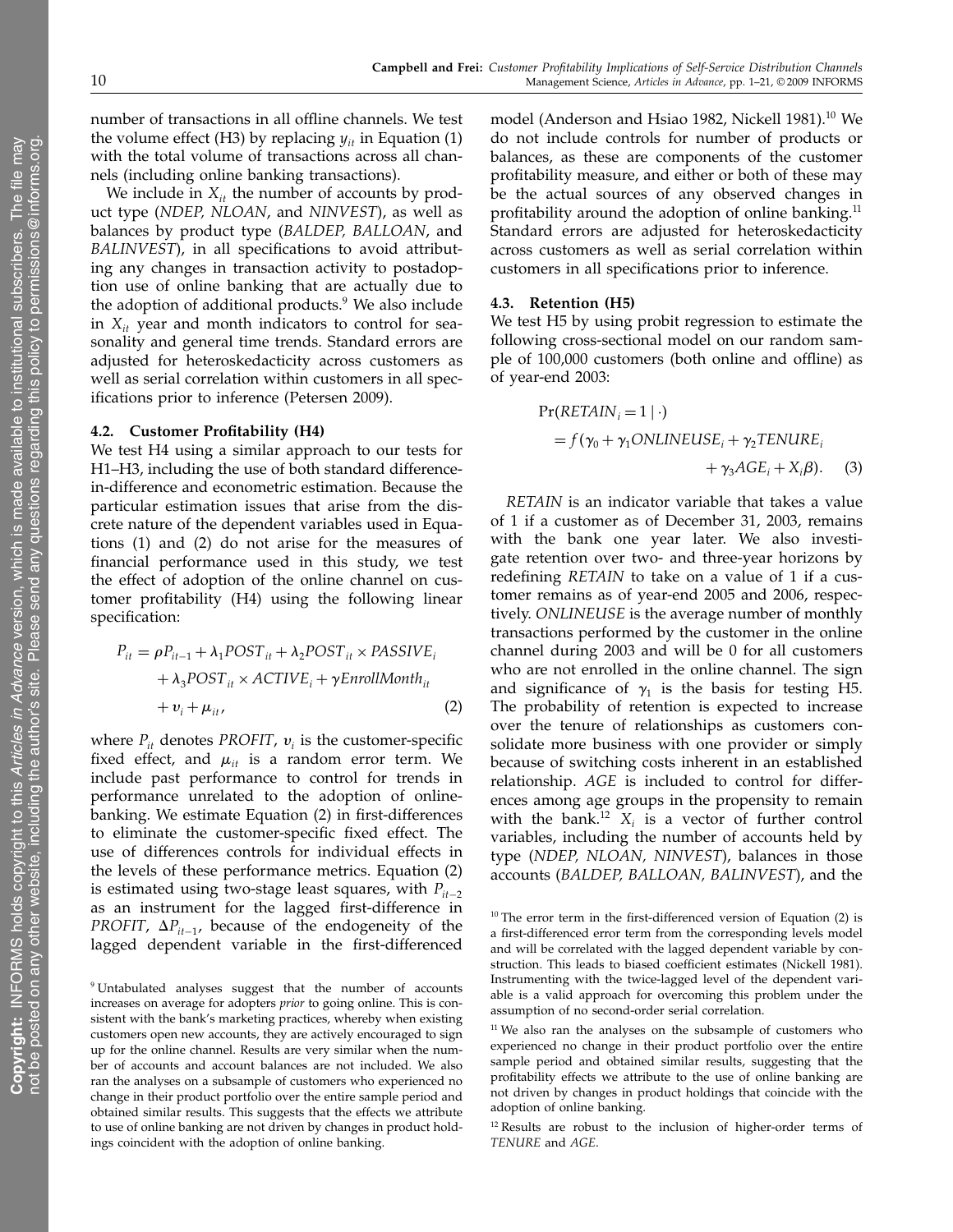number of transactions in all offline channels. We test the volume effect (H3) by replacing $y_{it}$ in Equation (1) with the total volume of transactions across all channels (including online banking transactions).

We include in $X_{it}$ the number of accounts by product type (*NDEP, NLOAN*, and *NINVEST*), as well as balances by product type (*BALDEP, BALLOAN*, and *BALINVEST*), in all specifications to avoid attributing any changes in transaction activity to postadoption use of online banking that are actually due to the adoption of additional products.[9] We also include in $X_{it}$ year and month indicators to control for seasonality and general time trends. Standard errors are adjusted for heteroskedasticity across customers as well as serial correlation within customers in all specifications prior to inference (Petersen 2009).

### 4.2. Customer Profitability (H4)

We test H4 using a similar approach to our tests for H1–H3, including the use of both standard difference-in-difference and econometric estimation. Because the particular estimation issues that arise from the discrete nature of the dependent variables used in Equations (1) and (2) do not arise for the measures of financial performance used in this study, we test the effect of adoption of the online channel on customer profitability (H4) using the following linear specification:

$$P_{it} = \rho P_{it-1} + \lambda_1 POST_{it} + \lambda_2 POST_{it} \times PASSIVE_i + \lambda_3 POST_{it} \times ACTIVE_i + \gamma EnrollMonth_{it} + v_i + \mu_{it}, \quad (2)$$

where $P_{it}$ denotes *PROFIT*, $v_i$ is the customer-specific fixed effect, and $\mu_{it}$ is a random error term. We include past performance to control for trends in performance unrelated to the adoption of online-banking. We estimate Equation (2) in first-differences to eliminate the customer-specific fixed effect. The use of differences controls for individual effects in the levels of these performance metrics. Equation (2) is estimated using two-stage least squares, with $P_{it-2}$ as an instrument for the lagged first-difference in *PROFIT*, $\Delta P_{it-1}$, because of the endogeneity of the lagged dependent variable in the first-differenced model (Anderson and Hsiao 1982, Nickell 1981).[10] We do not include controls for number of products or balances, as these are components of the customer profitability measure, and either or both of these may be the actual sources of any observed changes in profitability around the adoption of online banking.[11] Standard errors are adjusted for heteroskedasticity across customers as well as serial correlation within customers in all specifications prior to inference.

### 4.3. Retention (H5)

We test H5 by using probit regression to estimate the following cross-sectional model on our random sample of 100,000 customers (both online and offline) as of year-end 2003:

$$\Pr(RETAIN_i = 1 \mid \cdot) = f(\gamma_0 + \gamma_1 ONLINEUSE_i + \gamma_2 TENURE_i + \gamma_3 AGE_i + X_i \beta). \quad (3)$$

*RETAIN* is an indicator variable that takes a value of 1 if a customer as of December 31, 2003, remains with the bank one year later. We also investigate retention over two- and three-year horizons by redefining *RETAIN* to take on a value of 1 if a customer remains as of year-end 2005 and 2006, respectively. *ONLINEUSE* is the average number of monthly transactions performed by the customer in the online channel during 2003 and will be 0 for all customers who are not enrolled in the online channel. The sign and significance of $\gamma_1$ is the basis for testing H5. The probability of retention is expected to increase over the tenure of relationships as customers consolidate more business with one provider or simply because of switching costs inherent in an established relationship. *AGE* is included to control for differences among age groups in the propensity to remain with the bank.[12] $X_i$ is a vector of further control variables, including the number of accounts held by type (*NDEP, NLOAN, NINVEST*), balances in those accounts (*BALDEP, BALLOAN, BALINVEST*), and the

---

[9] Untabulated analyses suggest that the number of accounts increases on average for adopters *prior* to going online. This is consistent with the bank's marketing practices, whereby when existing customers open new accounts, they are actively encouraged to sign up for the online channel. Results are very similar when the number of accounts and account balances are not included. We also ran the analyses on a subsample of customers who experienced no change in their product portfolio over the entire sample period and obtained similar results. This suggests that the effects we attribute to use of online banking are not driven by changes in product holdings coincident with the adoption of online banking.

[10] The error term in the first-differenced version of Equation (2) is a first-differenced error term from the corresponding levels model and will be correlated with the lagged dependent variable by construction. This leads to biased coefficient estimates (Nickell 1981). Instrumenting with the twice-lagged level of the dependent variable is a valid approach for overcoming this problem under the assumption of no second-order serial correlation.

[11] We also ran the analyses on the subsample of customers who experienced no change in their product portfolio over the entire sample period and obtained similar results, suggesting that the profitability effects we attribute to the use of online banking are not driven by changes in product holdings that coincide with the adoption of online banking.

[12] Results are robust to the inclusion of higher-order terms of *TENURE* and *AGE*.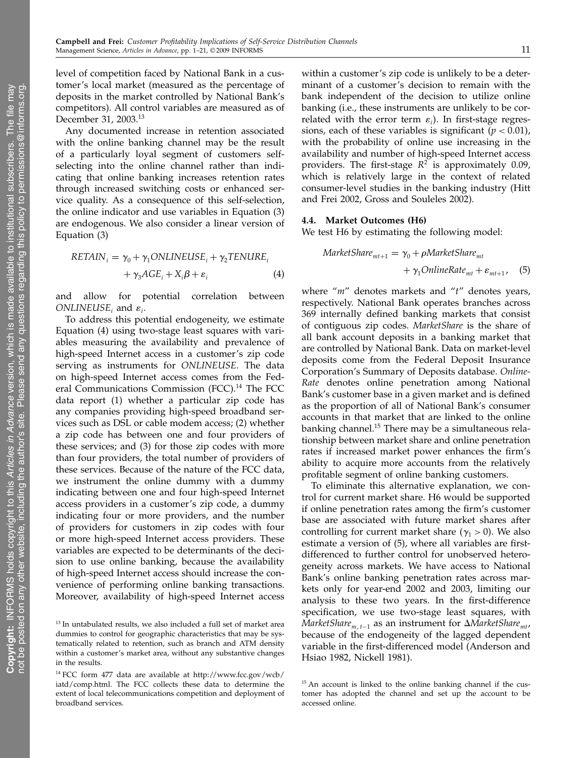level of competition faced by National Bank in a customer's local market (measured as the percentage of deposits in the market controlled by National Bank's competitors). All control variables are measured as of December 31, 2003.[13]

Any documented increase in retention associated with the online banking channel may be the result of a particularly loyal segment of customers self-selecting into the online channel rather than indicating that online banking increases retention rates through increased switching costs or enhanced service quality. As a consequence of this self-selection, the online indicator and use variables in Equation (3) are endogenous. We also consider a linear version of Equation (3)

$$RETAIN_i = \gamma_0 + \gamma_1 ONLINEUSE_i + \gamma_2 TENURE_i + \gamma_3 AGE_i + X_i\beta + \varepsilon_i \tag{4}$$

and allow for potential correlation between $ONLINEUSE_i$ and $\varepsilon_i$.

To address this potential endogeneity, we estimate Equation (4) using two-stage least squares with variables measuring the availability and prevalence of high-speed Internet access in a customer's zip code serving as instruments for *ONLINEUSE*. The data on high-speed Internet access comes from the Federal Communications Commission (FCC).[14] The FCC data report (1) whether a particular zip code has any companies providing high-speed broadband services such as DSL or cable modem access; (2) whether a zip code has between one and four providers of these services; and (3) for those zip codes with more than four providers, the total number of providers of these services. Because of the nature of the FCC data, we instrument the online dummy with a dummy indicating between one and four high-speed Internet access providers in a customer's zip code, a dummy indicating four or more providers, and the number of providers for customers in zip codes with four or more high-speed Internet access providers. These variables are expected to be determinants of the decision to use online banking, because the availability of high-speed Internet access should increase the convenience of performing online banking transactions. Moreover, availability of high-speed Internet access within a customer's zip code is unlikely to be a determinant of a customer's decision to remain with the bank independent of the decision to utilize online banking (i.e., these instruments are unlikely to be correlated with the error term $\varepsilon_i$). In first-stage regressions, each of these variables is significant ($p < 0.01$), with the probability of online use increasing in the availability and number of high-speed Internet access providers. The first-stage $R^2$ is approximately 0.09, which is relatively large in the context of related consumer-level studies in the banking industry (Hitt and Frei 2002, Gross and Souleles 2002).

### 4.4. Market Outcomes (H6)

We test H6 by estimating the following model:

$$MarketShare_{mt+1} = \gamma_0 + \rho MarketShare_{mt} + \gamma_1 OnlineRate_{mt} + \varepsilon_{mt+1}, \tag{5}$$

where "$m$" denotes markets and "$t$" denotes years, respectively. National Bank operates branches across 369 internally defined banking markets that consist of contiguous zip codes. *MarketShare* is the share of all bank account deposits in a banking market that are controlled by National Bank. Data on market-level deposits come from the Federal Deposit Insurance Corporation's Summary of Deposits database. *OnlineRate* denotes online penetration among National Bank's customer base in a given market and is defined as the proportion of all of National Bank's consumer accounts in that market that are linked to the online banking channel.[15] There may be a simultaneous relationship between market share and online penetration rates if increased market power enhances the firm's ability to acquire more accounts from the relatively profitable segment of online banking customers.

To eliminate this alternative explanation, we control for current market share. H6 would be supported if online penetration rates among the firm's customer base are associated with future market shares after controlling for current market share ($\gamma_1 > 0$). We also estimate a version of (5), where all variables are first-differenced to further control for unobserved heterogeneity across markets. We have access to National Bank's online banking penetration rates across markets only for year-end 2002 and 2003, limiting our analysis to these two years. In the first-difference specification, we use two-stage least squares, with $MarketShare_{m,t-1}$ as an instrument for $\Delta MarketShare_{mt}$, because of the endogeneity of the lagged dependent variable in the first-differenced model (Anderson and Hsiao 1982, Nickell 1981).

[13] In untabulated results, we also included a full set of market area dummies to control for geographic characteristics that may be systematically related to retention, such as branch and ATM density within a customer's market area, without any substantive changes in the results.

[14] FCC form 477 data are available at http://www.fcc.gov/wcb/iatd/comp.html. The FCC collects these data to determine the extent of local telecommunications competition and deployment of broadband services.

[15] An account is linked to the online banking channel if the customer has adopted the channel and set up the account to be accessed online.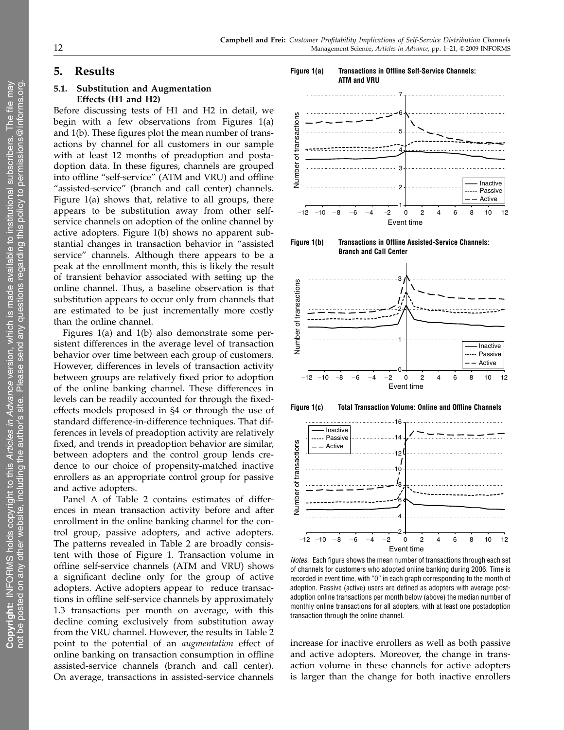## 5. Results

### 5.1. Substitution and Augmentation Effects (H1 and H2)

Before discussing tests of H1 and H2 in detail, we begin with a few observations from Figures 1(a) and 1(b). These figures plot the mean number of transactions by channel for all customers in our sample with at least 12 months of preadoption and postadoption data. In these figures, channels are grouped into offline "self-service" (ATM and VRU) and offline "assisted-service" (branch and call center) channels. Figure 1(a) shows that, relative to all groups, there appears to be substitution away from other self-service channels on adoption of the online channel by active adopters. Figure 1(b) shows no apparent substantial changes in transaction behavior in "assisted service" channels. Although there appears to be a peak at the enrollment month, this is likely the result of transient behavior associated with setting up the online channel. Thus, a baseline observation is that substitution appears to occur only from channels that are estimated to be just incrementally more costly than the online channel.

Figures 1(a) and 1(b) also demonstrate some persistent differences in the average level of transaction behavior over time between each group of customers. However, differences in levels of transaction activity between groups are relatively fixed prior to adoption of the online banking channel. These differences in levels can be readily accounted for through the fixed-effects models proposed in §4 or through the use of standard difference-in-difference techniques. That differences in levels of preadoption activity are relatively fixed, and trends in preadoption behavior are similar, between adopters and the control group lends credence to our choice of propensity-matched inactive enrollers as an appropriate control group for passive and active adopters.

Panel A of Table 2 contains estimates of differences in mean transaction activity before and after enrollment in the online banking channel for the control group, passive adopters, and active adopters. The patterns revealed in Table 2 are broadly consistent with those of Figure 1. Transaction volume in offline self-service channels (ATM and VRU) shows a significant decline only for the group of active adopters. Active adopters appear to reduce transactions in offline self-service channels by approximately 1.3 transactions per month on average, with this decline coming exclusively from substitution away from the VRU channel. However, the results in Table 2 point to the potential of an *augmentation* effect of online banking on transaction consumption in offline assisted-service channels (branch and call center). On average, transactions in assisted-service channels increase for inactive enrollers as well as both passive and active adopters. Moreover, the change in transaction volume in these channels for active adopters is larger than the change for both inactive enrollers

**Figure 1(a)** Transactions in Offline Self-Service Channels: ATM and VRU

**Figure 1(b)** Transactions in Offline Assisted-Service Channels: Branch and Call Center

**Figure 1(c)** Total Transaction Volume: Online and Offline Channels

*Notes.* Each figure shows the mean number of transactions through each set of channels for customers who adopted online banking during 2006. Time is recorded in event time, with "0" in each graph corresponding to the month of adoption. Passive (active) users are defined as adopters with average post-adoption online transactions per month below (above) the median number of monthly online transactions for all adopters, with at least one postadoption transaction through the online channel.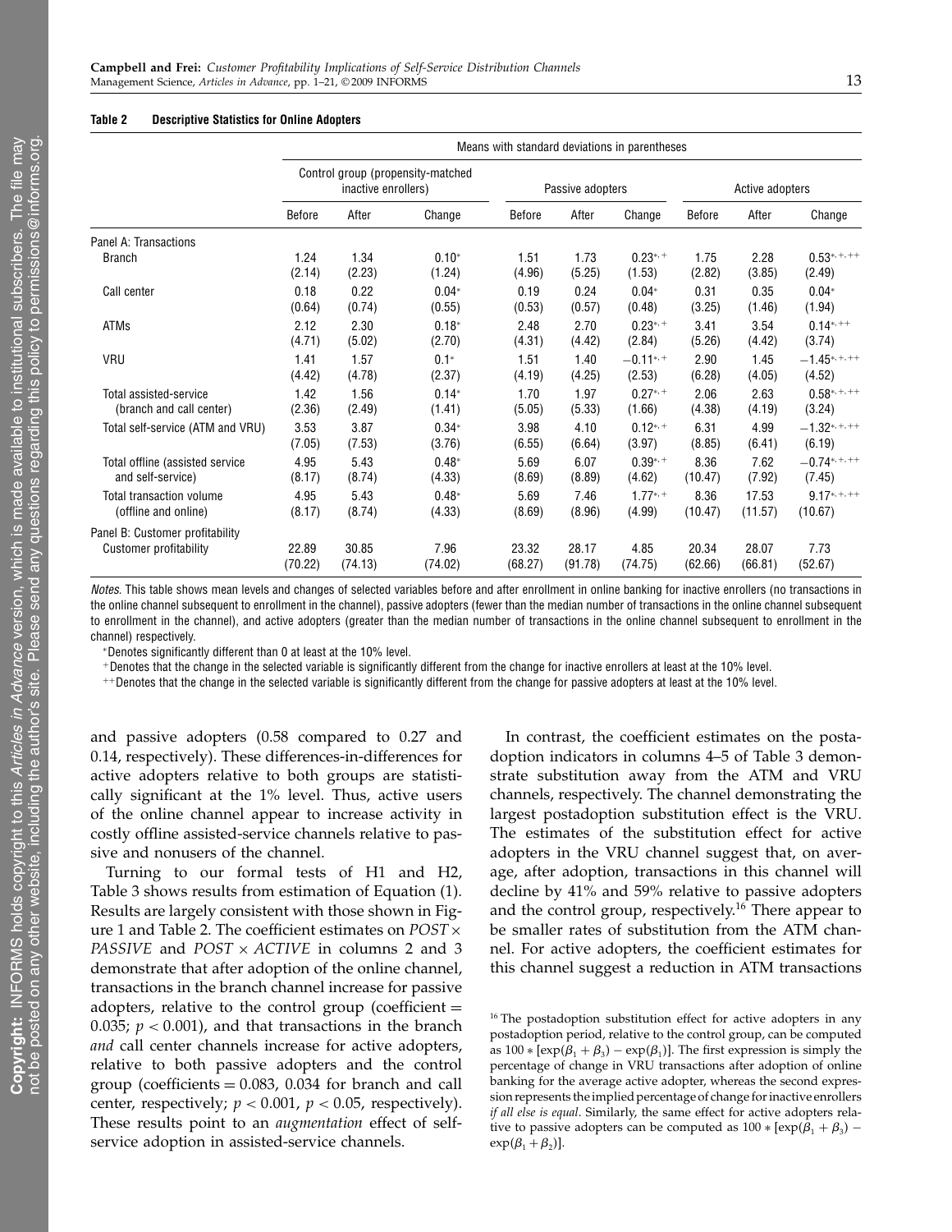**Table 2 Descriptive Statistics for Online Adopters**

| | Means with standard deviations in parentheses | | | | | | | | |
|---|---|---|---|---|---|---|---|---|---|
| | Control group (propensity-matched inactive enrollers) | | | Passive adopters | | | Active adopters | | |
| | Before | After | Change | Before | After | Change | Before | After | Change |
| Panel A: Transactions | | | | | | | | | |
| Branch | 1.24 (2.14) | 1.34 (2.23) | 0.10* (1.24) | 1.51 (4.96) | 1.73 (5.25) | 0.23*,+ (1.53) | 1.75 (2.82) | 2.28 (3.85) | 0.53*,+,++ (2.49) |
| Call center | 0.18 (0.64) | 0.22 (0.74) | 0.04* (0.55) | 0.19 (0.53) | 0.24 (0.57) | 0.04* (0.48) | 0.31 (3.25) | 0.35 (1.46) | 0.04* (1.94) |
| ATMs | 2.12 (4.71) | 2.30 (5.02) | 0.18* (2.70) | 2.48 (4.31) | 2.70 (4.42) | 0.23*,+ (2.84) | 3.41 (5.26) | 3.54 (4.42) | 0.14*,++ (3.74) |
| VRU | 1.41 (4.42) | 1.57 (4.78) | 0.1* (2.37) | 1.51 (4.19) | 1.40 (4.25) | −0.11*,+ (2.53) | 2.90 (6.28) | 1.45 (4.05) | −1.45*,+,++ (4.52) |
| Total assisted-service (branch and call center) | 1.42 (2.36) | 1.56 (2.49) | 0.14* (1.41) | 1.70 (5.05) | 1.97 (5.33) | 0.27*,+ (1.66) | 2.06 (4.38) | 2.63 (4.19) | 0.58*,+,++ (3.24) |
| Total self-service (ATM and VRU) | 3.53 (7.05) | 3.87 (7.53) | 0.34* (3.76) | 3.98 (6.55) | 4.10 (6.64) | 0.12*,+ (3.97) | 6.31 (8.85) | 4.99 (6.41) | −1.32*,+,++ (6.19) |
| Total offline (assisted service and self-service) | 4.95 (8.17) | 5.43 (8.74) | 0.48* (4.33) | 5.69 (8.69) | 6.07 (8.89) | 0.39*,+ (4.62) | 8.36 (10.47) | 7.62 (7.92) | −0.74*,+,++ (7.45) |
| Total transaction volume (offline and online) | 4.95 (8.17) | 5.43 (8.74) | 0.48* (4.33) | 5.69 (8.69) | 7.46 (8.96) | 1.77*,+ (4.99) | 8.36 (10.47) | 17.53 (11.57) | 9.17*,+,++ (10.67) |
| Panel B: Customer profitability | | | | | | | | | |
| Customer profitability | 22.89 (70.22) | 30.85 (74.13) | 7.96 (74.02) | 23.32 (68.27) | 28.17 (91.78) | 4.85 (74.75) | 20.34 (62.66) | 28.07 (66.81) | 7.73 (52.67) |

*Notes.* This table shows mean levels and changes of selected variables before and after enrollment in online banking for inactive enrollers (no transactions in the online channel subsequent to enrollment in the channel), passive adopters (fewer than the median number of transactions in the online channel subsequent to enrollment in the channel), and active adopters (greater than the median number of transactions in the online channel subsequent to enrollment in the channel) respectively.

*Denotes significantly different than 0 at least at the 10% level.

+Denotes that the change in the selected variable is significantly different from the change for inactive enrollers at least at the 10% level.

++Denotes that the change in the selected variable is significantly different from the change for passive adopters at least at the 10% level.

and passive adopters (0.58 compared to 0.27 and 0.14, respectively). These differences-in-differences for active adopters relative to both groups are statistically significant at the 1% level. Thus, active users of the online channel appear to increase activity in costly offline assisted-service channels relative to passive and nonusers of the channel.

Turning to our formal tests of H1 and H2, Table 3 shows results from estimation of Equation (1). Results are largely consistent with those shown in Figure 1 and Table 2. The coefficient estimates on $POST \times PASSIVE$ and $POST \times ACTIVE$ in columns 2 and 3 demonstrate that after adoption of the online channel, transactions in the branch channel increase for passive adopters, relative to the control group (coefficient = 0.035; $p < 0.001$), and that transactions in the branch *and* call center channels increase for active adopters, relative to both passive adopters and the control group (coefficients = 0.083, 0.034 for branch and call center, respectively; $p < 0.001$, $p < 0.05$, respectively). These results point to an *augmentation* effect of self-service adoption in assisted-service channels.

In contrast, the coefficient estimates on the postadoption indicators in columns 4–5 of Table 3 demonstrate substitution away from the ATM and VRU channels, respectively. The channel demonstrating the largest postadoption substitution effect is the VRU. The estimates of the substitution effect for active adopters in the VRU channel suggest that, on average, after adoption, transactions in this channel will decline by 41% and 59% relative to passive adopters and the control group, respectively.[16] There appear to be smaller rates of substitution from the ATM channel. For active adopters, the coefficient estimates for this channel suggest a reduction in ATM transactions

[16] The postadoption substitution effect for active adopters in any postadoption period, relative to the control group, can be computed as $100 * [\exp(\beta_1 + \beta_3) - \exp(\beta_1)]$. The first expression is simply the percentage of change in VRU transactions after adoption of online banking for the average active adopter, whereas the second expression represents the implied percentage of change for inactive enrollers *if all else is equal*. Similarly, the same effect for active adopters relative to passive adopters can be computed as $100 * [\exp(\beta_1 + \beta_3) - \exp(\beta_1 + \beta_2)]$.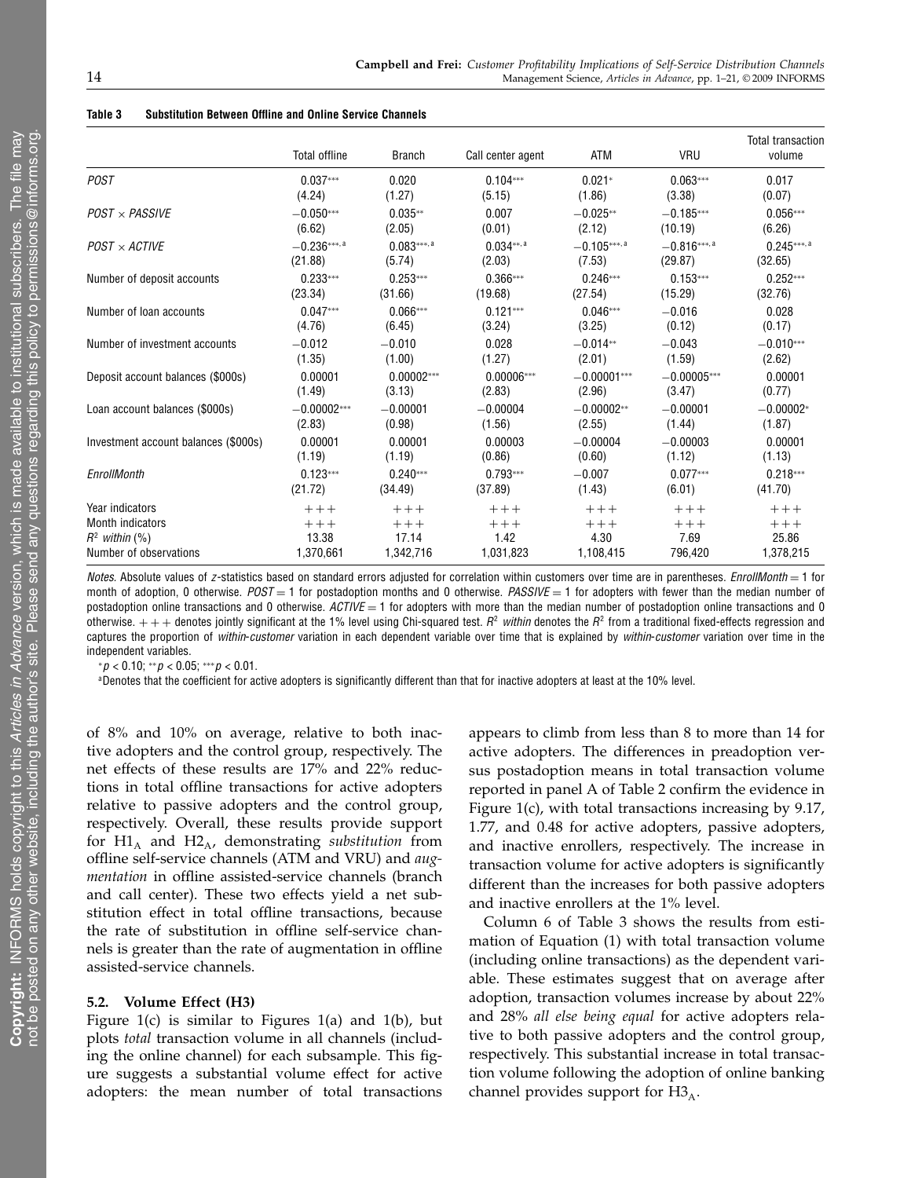**Table 3 Substitution Between Offline and Online Service Channels**

| | Total offline | Branch | Call center agent | ATM | VRU | Total transaction volume |
|---|---|---|---|---|---|---|
| *POST* | 0.037*** | 0.020 | 0.104*** | 0.021* | 0.063*** | 0.017 |
| | (4.24) | (1.27) | (5.15) | (1.86) | (3.38) | (0.07) |
| *POST* × *PASSIVE* | −0.050*** | 0.035** | 0.007 | −0.025** | −0.185*** | 0.056*** |
| | (6.62) | (2.05) | (0.01) | (2.12) | (10.19) | (6.26) |
| *POST* × *ACTIVE* | −0.236***, a | 0.083***, a | 0.034**, a | −0.105***, a | −0.816***, a | 0.245***, a |
| | (21.88) | (5.74) | (2.03) | (7.53) | (29.87) | (32.65) |
| Number of deposit accounts | 0.233*** | 0.253*** | 0.366*** | 0.246*** | 0.153*** | 0.252*** |
| | (23.34) | (31.66) | (19.68) | (27.54) | (15.29) | (32.76) |
| Number of loan accounts | 0.047*** | 0.066*** | 0.121*** | 0.046*** | −0.016 | 0.028 |
| | (4.76) | (6.45) | (3.24) | (3.25) | (0.12) | (0.17) |
| Number of investment accounts | −0.012 | −0.010 | 0.028 | −0.014** | −0.043 | −0.010*** |
| | (1.35) | (1.00) | (1.27) | (2.01) | (1.59) | (2.62) |
| Deposit account balances ($000s) | 0.00001 | 0.00002*** | 0.00006*** | −0.00001*** | −0.00005*** | 0.00001 |
| | (1.49) | (3.13) | (2.83) | (2.96) | (3.47) | (0.77) |
| Loan account balances ($000s) | −0.00002*** | −0.00001 | −0.00004 | −0.00002** | −0.00001 | −0.00002* |
| | (2.83) | (0.98) | (1.56) | (2.55) | (1.44) | (1.87) |
| Investment account balances ($000s) | 0.00001 | 0.00001 | 0.00003 | −0.00004 | −0.00003 | 0.00001 |
| | (1.19) | (1.19) | (0.86) | (0.60) | (1.12) | (1.13) |
| *EnrollMonth* | 0.123*** | 0.240*** | 0.793*** | −0.007 | 0.077*** | 0.218*** |
| | (21.72) | (34.49) | (37.89) | (1.43) | (6.01) | (41.70) |
| Year indicators | +++ | +++ | +++ | +++ | +++ | +++ |
| Month indicators | +++ | +++ | +++ | +++ | +++ | +++ |
| $R^2$ *within* (%) | 13.38 | 17.14 | 1.42 | 4.30 | 7.69 | 25.86 |
| Number of observations | 1,370,661 | 1,342,716 | 1,031,823 | 1,108,415 | 796,420 | 1,378,215 |

*Notes.* Absolute values of *z*-statistics based on standard errors adjusted for correlation within customers over time are in parentheses. *EnrollMonth* = 1 for month of adoption, 0 otherwise. *POST* = 1 for postadoption months and 0 otherwise. *PASSIVE* = 1 for adopters with fewer than the median number of postadoption online transactions and 0 otherwise. *ACTIVE* = 1 for adopters with more than the median number of postadoption online transactions and 0 otherwise. +++ denotes jointly significant at the 1% level using Chi-squared test. $R^2$ *within* denotes the $R^2$ from a traditional fixed-effects regression and captures the proportion of *within-customer* variation in each dependent variable over time that is explained by *within-customer* variation over time in the independent variables.

*$p < 0.10$; **$p < 0.05$; ***$p < 0.01$.

[a]Denotes that the coefficient for active adopters is significantly different than that for inactive adopters at least at the 10% level.

of 8% and 10% on average, relative to both inactive adopters and the control group, respectively. The net effects of these results are 17% and 22% reductions in total offline transactions for active adopters relative to passive adopters and the control group, respectively. Overall, these results provide support for $H1_A$ and $H2_A$, demonstrating *substitution* from offline self-service channels (ATM and VRU) and *augmentation* in offline assisted-service channels (branch and call center). These two effects yield a net substitution effect in total offline transactions, because the rate of substitution in offline self-service channels is greater than the rate of augmentation in offline assisted-service channels.

### 5.2. Volume Effect (H3)

Figure 1(c) is similar to Figures 1(a) and 1(b), but plots *total* transaction volume in all channels (including the online channel) for each subsample. This figure suggests a substantial volume effect for active adopters: the mean number of total transactions appears to climb from less than 8 to more than 14 for active adopters. The differences in preadoption versus postadoption means in total transaction volume reported in panel A of Table 2 confirm the evidence in Figure 1(c), with total transactions increasing by 9.17, 1.77, and 0.48 for active adopters, passive adopters, and inactive enrollers, respectively. The increase in transaction volume for active adopters is significantly different than the increases for both passive adopters and inactive enrollers at the 1% level.

Column 6 of Table 3 shows the results from estimation of Equation (1) with total transaction volume (including online transactions) as the dependent variable. These estimates suggest that on average after adoption, transaction volumes increase by about 22% and 28% *all else being equal* for active adopters relative to both passive adopters and the control group, respectively. This substantial increase in total transaction volume following the adoption of online banking channel provides support for $H3_A$.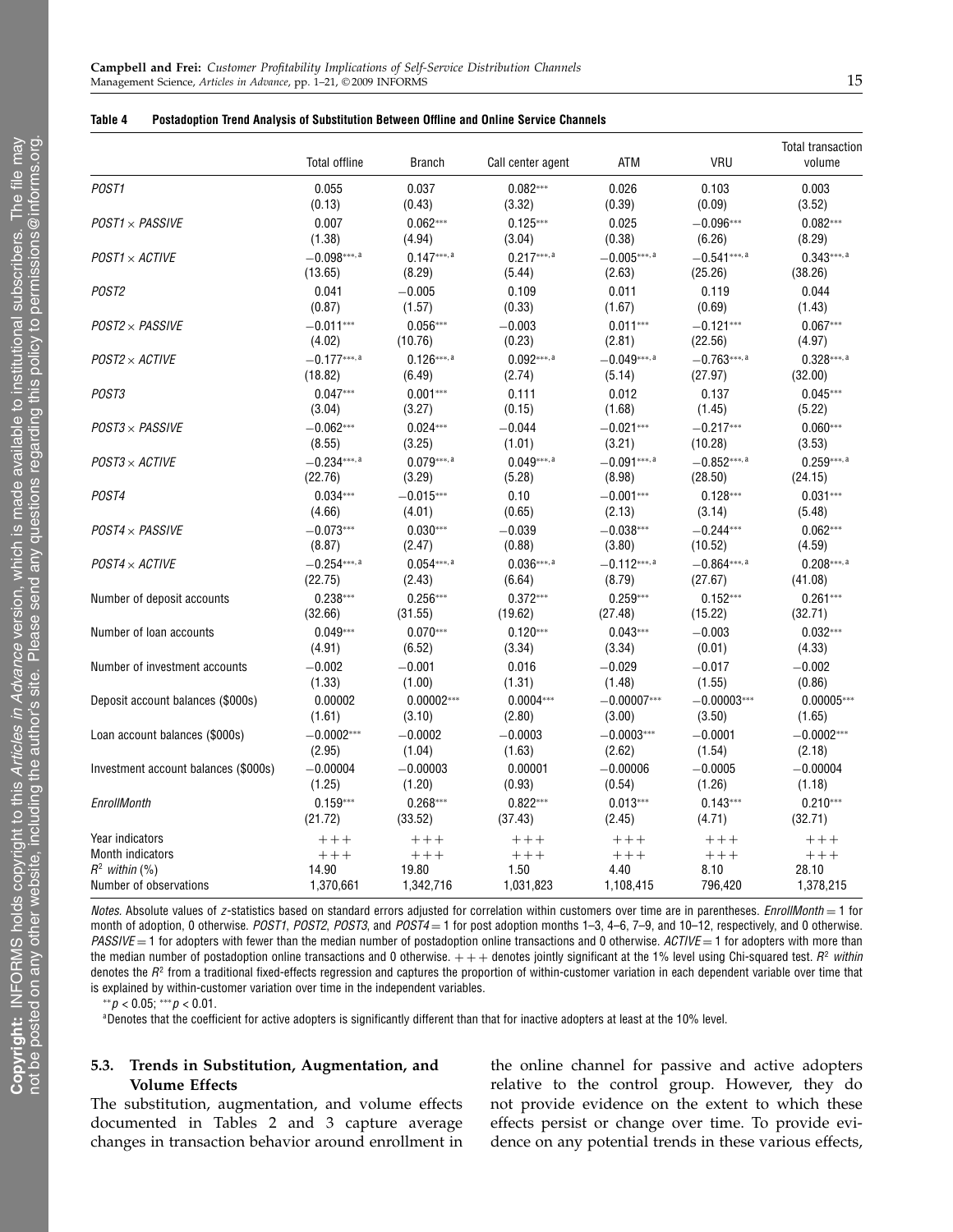**Table 4 Postadoption Trend Analysis of Substitution Between Offline and Online Service Channels**

| | Total offline | Branch | Call center agent | ATM | VRU | Total transaction volume |
|---|---|---|---|---|---|---|
| *POST1* | 0.055 | 0.037 | 0.082*** | 0.026 | 0.103 | 0.003 |
| | (0.13) | (0.43) | (3.32) | (0.39) | (0.09) | (3.52) |
| *POST1* × *PASSIVE* | 0.007 | 0.062*** | 0.125*** | 0.025 | −0.096*** | 0.082*** |
| | (1.38) | (4.94) | (3.04) | (0.38) | (6.26) | (8.29) |
| *POST1* × *ACTIVE* | −0.098***, a | 0.147***, a | 0.217***, a | −0.005***, a | −0.541***, a | 0.343***, a |
| | (13.65) | (8.29) | (5.44) | (2.63) | (25.26) | (38.26) |
| *POST2* | 0.041 | −0.005 | 0.109 | 0.011 | 0.119 | 0.044 |
| | (0.87) | (1.57) | (0.33) | (1.67) | (0.69) | (1.43) |
| *POST2* × *PASSIVE* | −0.011*** | 0.056*** | −0.003 | 0.011*** | −0.121*** | 0.067*** |
| | (4.02) | (10.76) | (0.23) | (2.81) | (22.56) | (4.97) |
| *POST2* × *ACTIVE* | −0.177***, a | 0.126***, a | 0.092***, a | −0.049***, a | −0.763***, a | 0.328***, a |
| | (18.82) | (6.49) | (2.74) | (5.14) | (27.97) | (32.00) |
| *POST3* | 0.047*** | 0.001*** | 0.111 | 0.012 | 0.137 | 0.045*** |
| | (3.04) | (3.27) | (0.15) | (1.68) | (1.45) | (5.22) |
| *POST3* × *PASSIVE* | −0.062*** | 0.024*** | −0.044 | −0.021*** | −0.217*** | 0.060*** |
| | (8.55) | (3.25) | (1.01) | (3.21) | (10.28) | (3.53) |
| *POST3* × *ACTIVE* | −0.234***, a | 0.079***, a | 0.049***, a | −0.091***, a | −0.852***, a | 0.259***, a |
| | (22.76) | (3.29) | (5.28) | (8.98) | (28.50) | (24.15) |
| *POST4* | 0.034*** | −0.015*** | 0.10 | −0.001*** | 0.128*** | 0.031*** |
| | (4.66) | (4.01) | (0.65) | (2.13) | (3.14) | (5.48) |
| *POST4* × *PASSIVE* | −0.073*** | 0.030*** | −0.039 | −0.038*** | −0.244*** | 0.062*** |
| | (8.87) | (2.47) | (0.88) | (3.80) | (10.52) | (4.59) |
| *POST4* × *ACTIVE* | −0.254***, a | 0.054***, a | 0.036***, a | −0.112***, a | −0.864***, a | 0.208***, a |
| | (22.75) | (2.43) | (6.64) | (8.79) | (27.67) | (41.08) |
| Number of deposit accounts | 0.238*** | 0.256*** | 0.372*** | 0.259*** | 0.152*** | 0.261*** |
| | (32.66) | (31.55) | (19.62) | (27.48) | (15.22) | (32.71) |
| Number of loan accounts | 0.049*** | 0.070*** | 0.120*** | 0.043*** | −0.003 | 0.032*** |
| | (4.91) | (6.52) | (3.34) | (3.34) | (0.01) | (4.33) |
| Number of investment accounts | −0.002 | −0.001 | 0.016 | −0.029 | −0.017 | −0.002 |
| | (1.33) | (1.00) | (1.31) | (1.48) | (1.55) | (0.86) |
| Deposit account balances ($000s) | 0.00002 | 0.00002*** | 0.0004*** | −0.00007*** | −0.00003*** | 0.00005*** |
| | (1.61) | (3.10) | (2.80) | (3.00) | (3.50) | (1.65) |
| Loan account balances ($000s) | −0.0002*** | −0.0002 | −0.0003 | −0.0003*** | −0.0001 | −0.0002*** |
| | (2.95) | (1.04) | (1.63) | (2.62) | (1.54) | (2.18) |
| Investment account balances ($000s) | −0.00004 | −0.00003 | 0.00001 | −0.00006 | −0.0005 | −0.00004 |
| | (1.25) | (1.20) | (0.93) | (0.54) | (1.26) | (1.18) |
| *EnrollMonth* | 0.159*** | 0.268*** | 0.822*** | 0.013*** | 0.143*** | 0.210*** |
| | (21.72) | (33.52) | (37.43) | (2.45) | (4.71) | (32.71) |
| Year indicators | +++ | +++ | +++ | +++ | +++ | +++ |
| Month indicators | +++ | +++ | +++ | +++ | +++ | +++ |
| $R^2$ *within* (%) | 14.90 | 19.80 | 1.50 | 4.40 | 8.10 | 28.10 |
| Number of observations | 1,370,661 | 1,342,716 | 1,031,823 | 1,108,415 | 796,420 | 1,378,215 |

*Notes.* Absolute values of *z*-statistics based on standard errors adjusted for correlation within customers over time are in parentheses. *EnrollMonth* = 1 for month of adoption, 0 otherwise. *POST1*, *POST2*, *POST3*, and *POST4* = 1 for post adoption months 1–3, 4–6, 7–9, and 10–12, respectively, and 0 otherwise. *PASSIVE* = 1 for adopters with fewer than the median number of postadoption online transactions and 0 otherwise. *ACTIVE* = 1 for adopters with more than the median number of postadoption online transactions and 0 otherwise. + + + denotes jointly significant at the 1% level using Chi-squared test. $R^2$ *within* denotes the $R^2$ from a traditional fixed-effects regression and captures the proportion of within-customer variation in each dependent variable over time that is explained by within-customer variation over time in the independent variables.

** $p < 0.05$; *** $p < 0.01$.

[a] Denotes that the coefficient for active adopters is significantly different than that for inactive adopters at least at the 10% level.

### 5.3. Trends in Substitution, Augmentation, and Volume Effects

The substitution, augmentation, and volume effects documented in Tables 2 and 3 capture average changes in transaction behavior around enrollment in the online channel for passive and active adopters relative to the control group. However, they do not provide evidence on the extent to which these effects persist or change over time. To provide evidence on any potential trends in these various effects,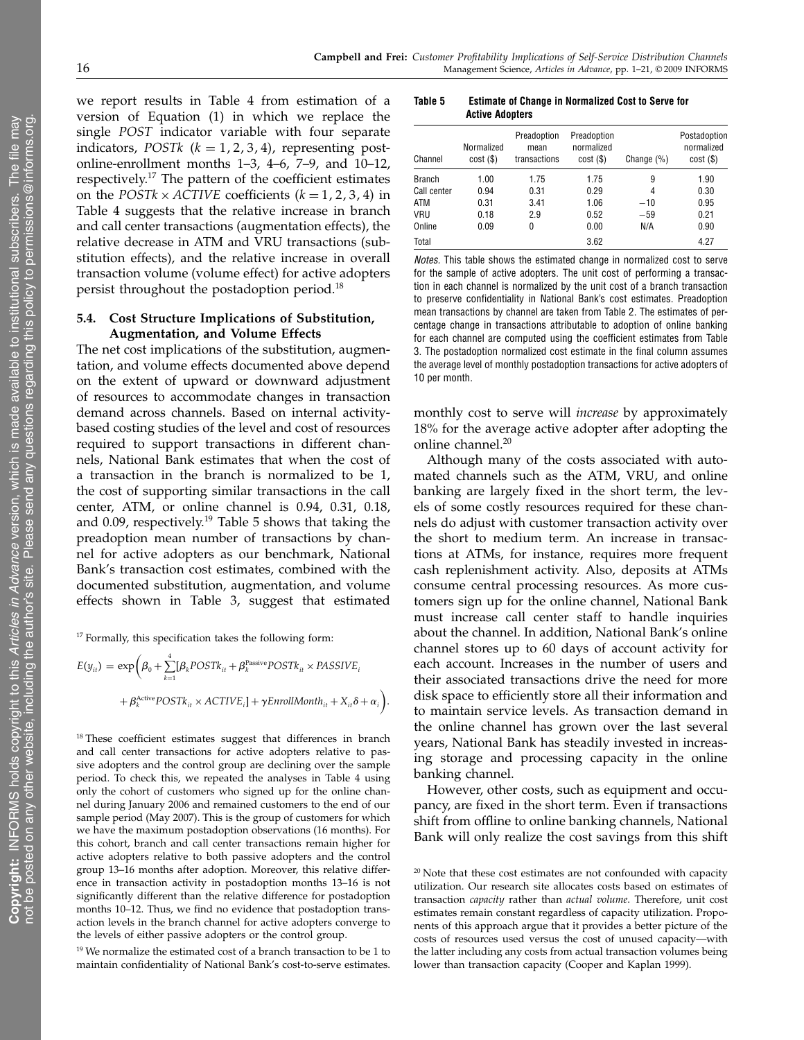we report results in Table 4 from estimation of a version of Equation (1) in which we replace the single *POST* indicator variable with four separate indicators, $POSTk$ ($k = 1, 2, 3, 4$), representing post-online-enrollment months 1–3, 4–6, 7–9, and 10–12, respectively.[17] The pattern of the coefficient estimates on the $POSTk \times ACTIVE$ coefficients ($k = 1, 2, 3, 4$) in Table 4 suggests that the relative increase in branch and call center transactions (augmentation effects), the relative decrease in ATM and VRU transactions (substitution effects), and the relative increase in overall transaction volume (volume effect) for active adopters persist throughout the postadoption period.[18]

### 5.4. Cost Structure Implications of Substitution, Augmentation, and Volume Effects

The net cost implications of the substitution, augmentation, and volume effects documented above depend on the extent of upward or downward adjustment of resources to accommodate changes in transaction demand across channels. Based on internal activity-based costing studies of the level and cost of resources required to support transactions in different channels, National Bank estimates that when the cost of a transaction in the branch is normalized to be 1, the cost of supporting similar transactions in the call center, ATM, or online channel is 0.94, 0.31, 0.18, and 0.09, respectively.[19] Table 5 shows that taking the preadoption mean number of transactions by channel for active adopters as our benchmark, National Bank's transaction cost estimates, combined with the documented substitution, augmentation, and volume effects shown in Table 3, suggest that estimated

**Table 5 Estimate of Change in Normalized Cost to Serve for Active Adopters**

| Channel | Normalized cost ($) | Preadoption mean transactions | Preadoption normalized cost ($) | Change (%) | Postadoption normalized cost ($) |
|---|---|---|---|---|---|
| Branch | 1.00 | 1.75 | 1.75 | 9 | 1.90 |
| Call center | 0.94 | 0.31 | 0.29 | 4 | 0.30 |
| ATM | 0.31 | 3.41 | 1.06 | −10 | 0.95 |
| VRU | 0.18 | 2.9 | 0.52 | −59 | 0.21 |
| Online | 0.09 | 0 | 0.00 | N/A | 0.90 |
| Total | | | 3.62 | | 4.27 |

*Notes.* This table shows the estimated change in normalized cost to serve for the sample of active adopters. The unit cost of performing a transaction in each channel is normalized by the unit cost of a branch transaction to preserve confidentiality in National Bank's cost estimates. Preadoption mean transactions by channel are taken from Table 2. The estimates of percentage change in transactions attributable to adoption of online banking for each channel are computed using the coefficient estimates from Table 3. The postadoption normalized cost estimate in the final column assumes the average level of monthly postadoption transactions for active adopters of 10 per month.

monthly cost to serve will *increase* by approximately 18% for the average active adopter after adopting the online channel.[20]

Although many of the costs associated with automated channels such as the ATM, VRU, and online banking are largely fixed in the short term, the levels of some costly resources required for these channels do adjust with customer transaction activity over the short to medium term. An increase in transactions at ATMs, for instance, requires more frequent cash replenishment activity. Also, deposits at ATMs consume central processing resources. As more customers sign up for the online channel, National Bank must increase call center staff to handle inquiries about the channel. In addition, National Bank's online channel stores up to 60 days of account activity for each account. Increases in the number of users and their associated transactions drive the need for more disk space to efficiently store all their information and to maintain service levels. As transaction demand in the online channel has grown over the last several years, National Bank has steadily invested in increasing storage and processing capacity in the online banking channel.

However, other costs, such as equipment and occupancy, are fixed in the short term. Even if transactions shift from offline to online banking channels, National Bank will only realize the cost savings from this shift

---

[17] Formally, this specification takes the following form:

$$E(y_{it}) = \exp\Big(\beta_0 + \sum_{k=1}^{4}[\beta_k POSTk_{it} + \beta_k^{\text{Passive}} POSTk_{it} \times PASSIVE_i + \beta_k^{\text{Active}} POSTk_{it} \times ACTIVE_i] + \gamma EnrollMonth_{it} + X_{it}\delta + \alpha_i\Big).$$

[18] These coefficient estimates suggest that differences in branch and call center transactions for active adopters relative to passive adopters and the control group are declining over the sample period. To check this, we repeated the analyses in Table 4 using only the cohort of customers who signed up for the online channel during January 2006 and remained customers to the end of our sample period (May 2007). This is the group of customers for which we have the maximum postadoption observations (16 months). For this cohort, branch and call center transactions remain higher for active adopters relative to both passive adopters and the control group 13–16 months after adoption. Moreover, this relative difference in transaction activity in postadoption months 13–16 is not significantly different than the relative difference for postadoption months 10–12. Thus, we find no evidence that postadoption transaction levels in the branch channel for active adopters converge to the levels of either passive adopters or the control group.

[19] We normalize the estimated cost of a branch transaction to be 1 to maintain confidentiality of National Bank's cost-to-serve estimates.

[20] Note that these cost estimates are not confounded with capacity utilization. Our research site allocates costs based on estimates of transaction *capacity* rather than *actual volume*. Therefore, unit cost estimates remain constant regardless of capacity utilization. Proponents of this approach argue that it provides a better picture of the costs of resources used versus the cost of unused capacity—with the latter including any costs from actual transaction volumes being lower than transaction capacity (Cooper and Kaplan 1999).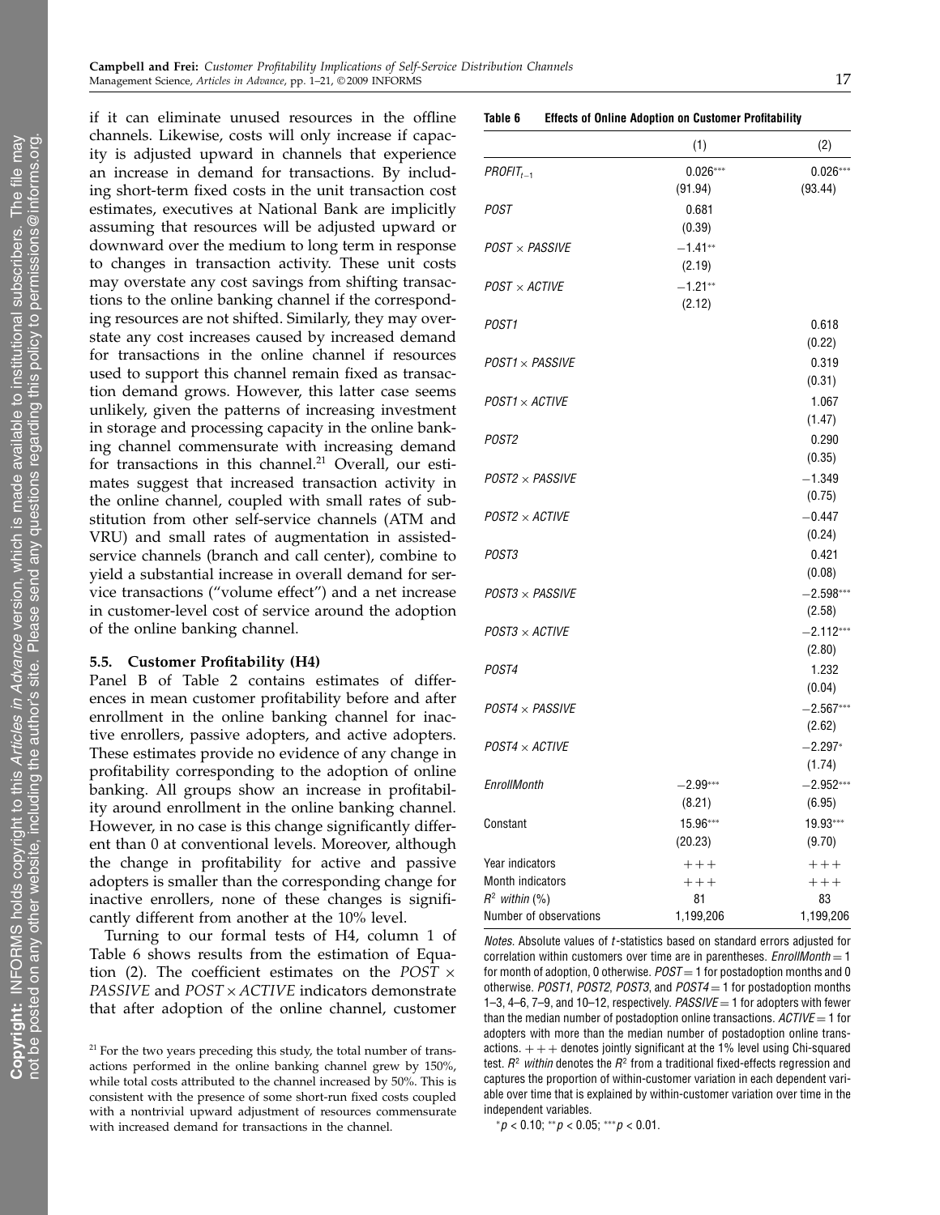if it can eliminate unused resources in the offline channels. Likewise, costs will only increase if capacity is adjusted upward in channels that experience an increase in demand for transactions. By including short-term fixed costs in the unit transaction cost estimates, executives at National Bank are implicitly assuming that resources will be adjusted upward or downward over the medium to long term in response to changes in transaction activity. These unit costs may overstate any cost savings from shifting transactions to the online banking channel if the corresponding resources are not shifted. Similarly, they may overstate any cost increases caused by increased demand for transactions in the online channel if resources used to support this channel remain fixed as transaction demand grows. However, this latter case seems unlikely, given the patterns of increasing investment in storage and processing capacity in the online banking channel commensurate with increasing demand for transactions in this channel.[21] Overall, our estimates suggest that increased transaction activity in the online channel, coupled with small rates of substitution from other self-service channels (ATM and VRU) and small rates of augmentation in assisted-service channels (branch and call center), combine to yield a substantial increase in overall demand for service transactions ("volume effect") and a net increase in customer-level cost of service around the adoption of the online banking channel.

### 5.5. Customer Profitability (H4)

Panel B of Table 2 contains estimates of differences in mean customer profitability before and after enrollment in the online banking channel for inactive enrollers, passive adopters, and active adopters. These estimates provide no evidence of any change in profitability corresponding to the adoption of online banking. All groups show an increase in profitability around enrollment in the online banking channel. However, in no case is this change significantly different than 0 at conventional levels. Moreover, although the change in profitability for active and passive adopters is smaller than the corresponding change for inactive enrollers, none of these changes is significantly different from another at the 10% level.

Turning to our formal tests of H4, column 1 of Table 6 shows results from the estimation of Equation (2). The coefficient estimates on the *POST* × *PASSIVE* and *POST* × *ACTIVE* indicators demonstrate that after adoption of the online channel, customer

[21] For the two years preceding this study, the total number of transactions performed in the online banking channel grew by 150%, while total costs attributed to the channel increased by 50%. This is consistent with the presence of some short-run fixed costs coupled with a nontrivial upward adjustment of resources commensurate with increased demand for transactions in the channel.

**Table 6 Effects of Online Adoption on Customer Profitability**

| | (1) | (2) |
|---|---|---|
| $PROFIT_{t-1}$ | 0.026*** (91.94) | 0.026*** (93.44) |
| *POST* | 0.681 (0.39) | |
| *POST* × *PASSIVE* | −1.41** (2.19) | |
| *POST* × *ACTIVE* | −1.21** (2.12) | |
| *POST1* | | 0.618 (0.22) |
| *POST1* × *PASSIVE* | | 0.319 (0.31) |
| *POST1* × *ACTIVE* | | 1.067 (1.47) |
| *POST2* | | 0.290 (0.35) |
| *POST2* × *PASSIVE* | | −1.349 (0.75) |
| *POST2* × *ACTIVE* | | −0.447 (0.24) |
| *POST3* | | 0.421 (0.08) |
| *POST3* × *PASSIVE* | | −2.598*** (2.58) |
| *POST3* × *ACTIVE* | | −2.112*** (2.80) |
| *POST4* | | 1.232 (0.04) |
| *POST4* × *PASSIVE* | | −2.567*** (2.62) |
| *POST4* × *ACTIVE* | | −2.297* (1.74) |
| *EnrollMonth* | −2.99*** (8.21) | −2.952*** (6.95) |
| Constant | 15.96*** (20.23) | 19.93*** (9.70) |
| Year indicators | +++ | +++ |
| Month indicators | +++ | +++ |
| $R^2$ *within* (%) | 81 | 83 |
| Number of observations | 1,199,206 | 1,199,206 |

*Notes.* Absolute values of *t*-statistics based on standard errors adjusted for correlation within customers over time are in parentheses. *EnrollMonth* = 1 for month of adoption, 0 otherwise. *POST* = 1 for postadoption months and 0 otherwise. *POST1*, *POST2*, *POST3*, and *POST4* = 1 for postadoption months 1–3, 4–6, 7–9, and 10–12, respectively. *PASSIVE* = 1 for adopters with fewer than the median number of postadoption online transactions. *ACTIVE* = 1 for adopters with more than the median number of postadoption online transactions. +++ denotes jointly significant at the 1% level using Chi-squared test. $R^2$ *within* denotes the $R^2$ from a traditional fixed-effects regression and captures the proportion of within-customer variation in each dependent variable over time that is explained by within-customer variation over time in the independent variables.

*$p < 0.10$; **$p < 0.05$; ***$p < 0.01$.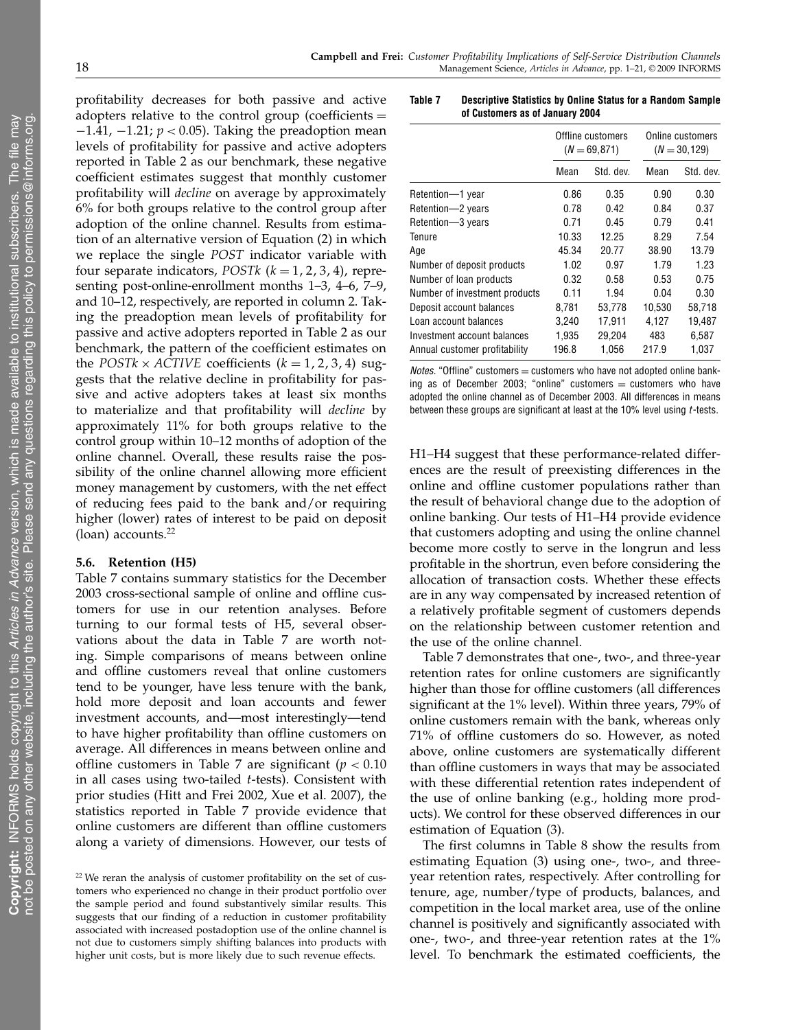profitability decreases for both passive and active adopters relative to the control group (coefficients $= -1.41, -1.21$; $p < 0.05$). Taking the preadoption mean levels of profitability for passive and active adopters reported in Table 2 as our benchmark, these negative coefficient estimates suggest that monthly customer profitability will *decline* on average by approximately 6% for both groups relative to the control group after adoption of the online channel. Results from estimation of an alternative version of Equation (2) in which we replace the single *POST* indicator variable with four separate indicators, $POSTk$ $(k = 1, 2, 3, 4)$, representing post-online-enrollment months 1–3, 4–6, 7–9, and 10–12, respectively, are reported in column 2. Taking the preadoption mean levels of profitability for passive and active adopters reported in Table 2 as our benchmark, the pattern of the coefficient estimates on the $POSTk \times ACTIVE$ coefficients $(k = 1, 2, 3, 4)$ suggests that the relative decline in profitability for passive and active adopters takes at least six months to materialize and that profitability will *decline* by approximately 11% for both groups relative to the control group within 10–12 months of adoption of the online channel. Overall, these results raise the possibility of the online channel allowing more efficient money management by customers, with the net effect of reducing fees paid to the bank and/or requiring higher (lower) rates of interest to be paid on deposit (loan) accounts.[22]

### 5.6. Retention (H5)

Table 7 contains summary statistics for the December 2003 cross-sectional sample of online and offline customers for use in our retention analyses. Before turning to our formal tests of H5, several observations about the data in Table 7 are worth noting. Simple comparisons of means between online and offline customers reveal that online customers tend to be younger, have less tenure with the bank, hold more deposit and loan accounts and fewer investment accounts, and—most interestingly—tend to have higher profitability than offline customers on average. All differences in means between online and offline customers in Table 7 are significant ($p < 0.10$ in all cases using two-tailed $t$-tests). Consistent with prior studies (Hitt and Frei 2002, Xue et al. 2007), the statistics reported in Table 7 provide evidence that online customers are different than offline customers along a variety of dimensions. However, our tests of H1–H4 suggest that these performance-related differences are the result of preexisting differences in the online and offline customer populations rather than the result of behavioral change due to the adoption of online banking. Our tests of H1–H4 provide evidence that customers adopting and using the online channel become more costly to serve in the longrun and less profitable in the shortrun, even before considering the allocation of transaction costs. Whether these effects are in any way compensated by increased retention of a relatively profitable segment of customers depends on the relationship between customer retention and the use of the online channel.

**Table 7 Descriptive Statistics by Online Status for a Random Sample of Customers as of January 2004**

| | Offline customers ($N = 69{,}871$) | | Online customers ($N = 30{,}129$) | |
|---|---|---|---|---|
| | Mean | Std. dev. | Mean | Std. dev. |
| Retention—1 year | 0.86 | 0.35 | 0.90 | 0.30 |
| Retention—2 years | 0.78 | 0.42 | 0.84 | 0.37 |
| Retention—3 years | 0.71 | 0.45 | 0.79 | 0.41 |
| Tenure | 10.33 | 12.25 | 8.29 | 7.54 |
| Age | 45.34 | 20.77 | 38.90 | 13.79 |
| Number of deposit products | 1.02 | 0.97 | 1.79 | 1.23 |
| Number of loan products | 0.32 | 0.58 | 0.53 | 0.75 |
| Number of investment products | 0.11 | 1.94 | 0.04 | 0.30 |
| Deposit account balances | 8,781 | 53,778 | 10,530 | 58,718 |
| Loan account balances | 3,240 | 17,911 | 4,127 | 19,487 |
| Investment account balances | 1,935 | 29,204 | 483 | 6,587 |
| Annual customer profitability | 196.8 | 1,056 | 217.9 | 1,037 |

*Notes.* "Offline" customers = customers who have not adopted online banking as of December 2003; "online" customers = customers who have adopted the online channel as of December 2003. All differences in means between these groups are significant at least at the 10% level using $t$-tests.

Table 7 demonstrates that one-, two-, and three-year retention rates for online customers are significantly higher than those for offline customers (all differences significant at the 1% level). Within three years, 79% of online customers remain with the bank, whereas only 71% of offline customers do so. However, as noted above, online customers are systematically different than offline customers in ways that may be associated with these differential retention rates independent of the use of online banking (e.g., holding more products). We control for these observed differences in our estimation of Equation (3).

The first columns in Table 8 show the results from estimating Equation (3) using one-, two-, and three-year retention rates, respectively. After controlling for tenure, age, number/type of products, balances, and competition in the local market area, use of the online channel is positively and significantly associated with one-, two-, and three-year retention rates at the 1% level. To benchmark the estimated coefficients, the

[22] We reran the analysis of customer profitability on the set of customers who experienced no change in their product portfolio over the sample period and found substantively similar results. This suggests that our finding of a reduction in customer profitability associated with increased postadoption use of the online channel is not due to customers simply shifting balances into products with higher unit costs, but is more likely due to such revenue effects.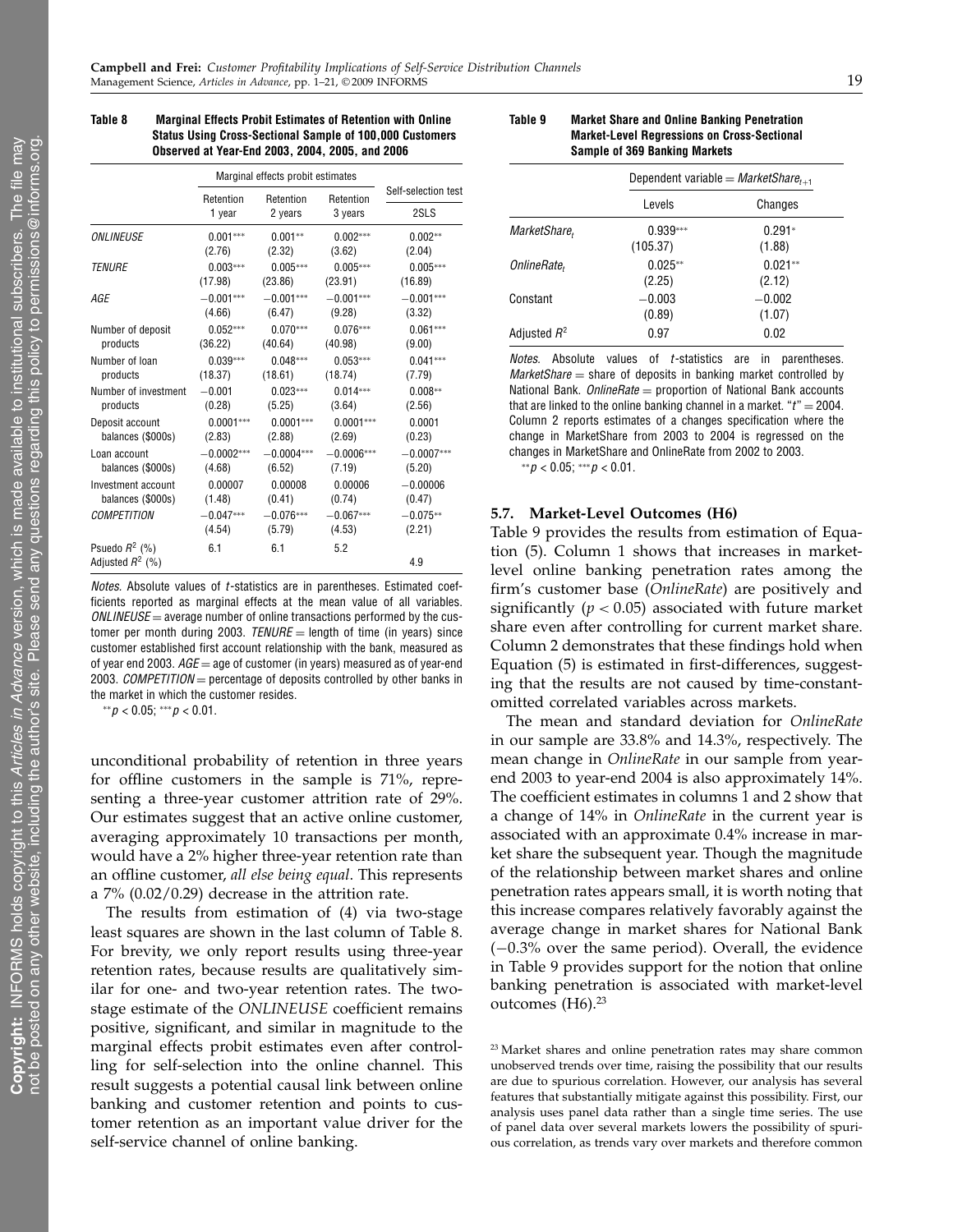**Table 8 Marginal Effects Probit Estimates of Retention with Online Status Using Cross-Sectional Sample of 100,000 Customers Observed at Year-End 2003, 2004, 2005, and 2006**

| | Marginal effects probit estimates | | | Self-selection test |
|---|---|---|---|---|
| | Retention 1 year | Retention 2 years | Retention 3 years | 2SLS |
| *ONLINEUSE* | 0.001*** (2.76) | 0.001** (2.32) | 0.002*** (3.62) | 0.002** (2.04) |
| *TENURE* | 0.003*** (17.98) | 0.005*** (23.86) | 0.005*** (23.91) | 0.005*** (16.89) |
| *AGE* | −0.001*** (4.66) | −0.001*** (6.47) | −0.001*** (9.28) | −0.001*** (3.32) |
| Number of deposit products | 0.052*** (36.22) | 0.070*** (40.64) | 0.076*** (40.98) | 0.061*** (9.00) |
| Number of loan products | 0.039*** (18.37) | 0.048*** (18.61) | 0.053*** (18.74) | 0.041*** (7.79) |
| Number of investment products | −0.001 (0.28) | 0.023*** (5.25) | 0.014*** (3.64) | 0.008** (2.56) |
| Deposit account balances (\$000s) | 0.0001*** (2.83) | 0.0001*** (2.88) | 0.0001*** (2.69) | 0.0001 (0.23) |
| Loan account balances (\$000s) | −0.0002*** (4.68) | −0.0004*** (6.52) | −0.0006*** (7.19) | −0.0007*** (5.20) |
| Investment account balances (\$000s) | 0.00007 (1.48) | 0.00008 (0.41) | 0.00006 (0.74) | −0.00006 (0.47) |
| *COMPETITION* | −0.047*** (4.54) | −0.076*** (5.79) | −0.067*** (4.53) | −0.075** (2.21) |
| Psuedo $R^2$ (%) | 6.1 | 6.1 | 5.2 | |
| Adjusted $R^2$ (%) | | | | 4.9 |

*Notes.* Absolute values of $t$-statistics are in parentheses. Estimated coefficients reported as marginal effects at the mean value of all variables. *ONLINEUSE* = average number of online transactions performed by the customer per month during 2003. *TENURE* = length of time (in years) since customer established first account relationship with the bank, measured as of year end 2003. *AGE* = age of customer (in years) measured as of year-end 2003. *COMPETITION* = percentage of deposits controlled by other banks in the market in which the customer resides.

$^{**}p < 0.05$; $^{***}p < 0.01$.

unconditional probability of retention in three years for offline customers in the sample is 71%, representing a three-year customer attrition rate of 29%. Our estimates suggest that an active online customer, averaging approximately 10 transactions per month, would have a 2% higher three-year retention rate than an offline customer, *all else being equal*. This represents a 7% (0.02/0.29) decrease in the attrition rate.

The results from estimation of (4) via two-stage least squares are shown in the last column of Table 8. For brevity, we only report results using three-year retention rates, because results are qualitatively similar for one- and two-year retention rates. The two-stage estimate of the *ONLINEUSE* coefficient remains positive, significant, and similar in magnitude to the marginal effects probit estimates even after controlling for self-selection into the online channel. This result suggests a potential causal link between online banking and customer retention and points to customer retention as an important value driver for the self-service channel of online banking.

**Table 9 Market Share and Online Banking Penetration Market-Level Regressions on Cross-Sectional Sample of 369 Banking Markets**

| | Dependent variable = $MarketShare_{t+1}$ | |
|---|---|---|
| | Levels | Changes |
| $MarketShare_t$ | 0.939*** (105.37) | 0.291* (1.88) |
| $OnlineRate_t$ | 0.025** (2.25) | 0.021** (2.12) |
| Constant | −0.003 (0.89) | −0.002 (1.07) |
| Adjusted $R^2$ | 0.97 | 0.02 |

*Notes.* Absolute values of $t$-statistics are in parentheses. *MarketShare* = share of deposits in banking market controlled by National Bank. *OnlineRate* = proportion of National Bank accounts that are linked to the online banking channel in a market. "$t$" = 2004. Column 2 reports estimates of a changes specification where the change in MarketShare from 2003 to 2004 is regressed on the changes in MarketShare and OnlineRate from 2002 to 2003.

$^{**}p < 0.05$; $^{***}p < 0.01$.

### 5.7. Market-Level Outcomes (H6)

Table 9 provides the results from estimation of Equation (5). Column 1 shows that increases in market-level online banking penetration rates among the firm's customer base (*OnlineRate*) are positively and significantly ($p < 0.05$) associated with future market share even after controlling for current market share. Column 2 demonstrates that these findings hold when Equation (5) is estimated in first-differences, suggesting that the results are not caused by time-constant-omitted correlated variables across markets.

The mean and standard deviation for *OnlineRate* in our sample are 33.8% and 14.3%, respectively. The mean change in *OnlineRate* in our sample from year-end 2003 to year-end 2004 is also approximately 14%. The coefficient estimates in columns 1 and 2 show that a change of 14% in *OnlineRate* in the current year is associated with an approximate 0.4% increase in market share the subsequent year. Though the magnitude of the relationship between market shares and online penetration rates appears small, it is worth noting that this increase compares relatively favorably against the average change in market shares for National Bank (−0.3% over the same period). Overall, the evidence in Table 9 provides support for the notion that online banking penetration is associated with market-level outcomes (H6).[23]

[23] Market shares and online penetration rates may share common unobserved trends over time, raising the possibility that our results are due to spurious correlation. However, our analysis has several features that substantially mitigate against this possibility. First, our analysis uses panel data rather than a single time series. The use of panel data over several markets lowers the possibility of spurious correlation, as trends vary over markets and therefore common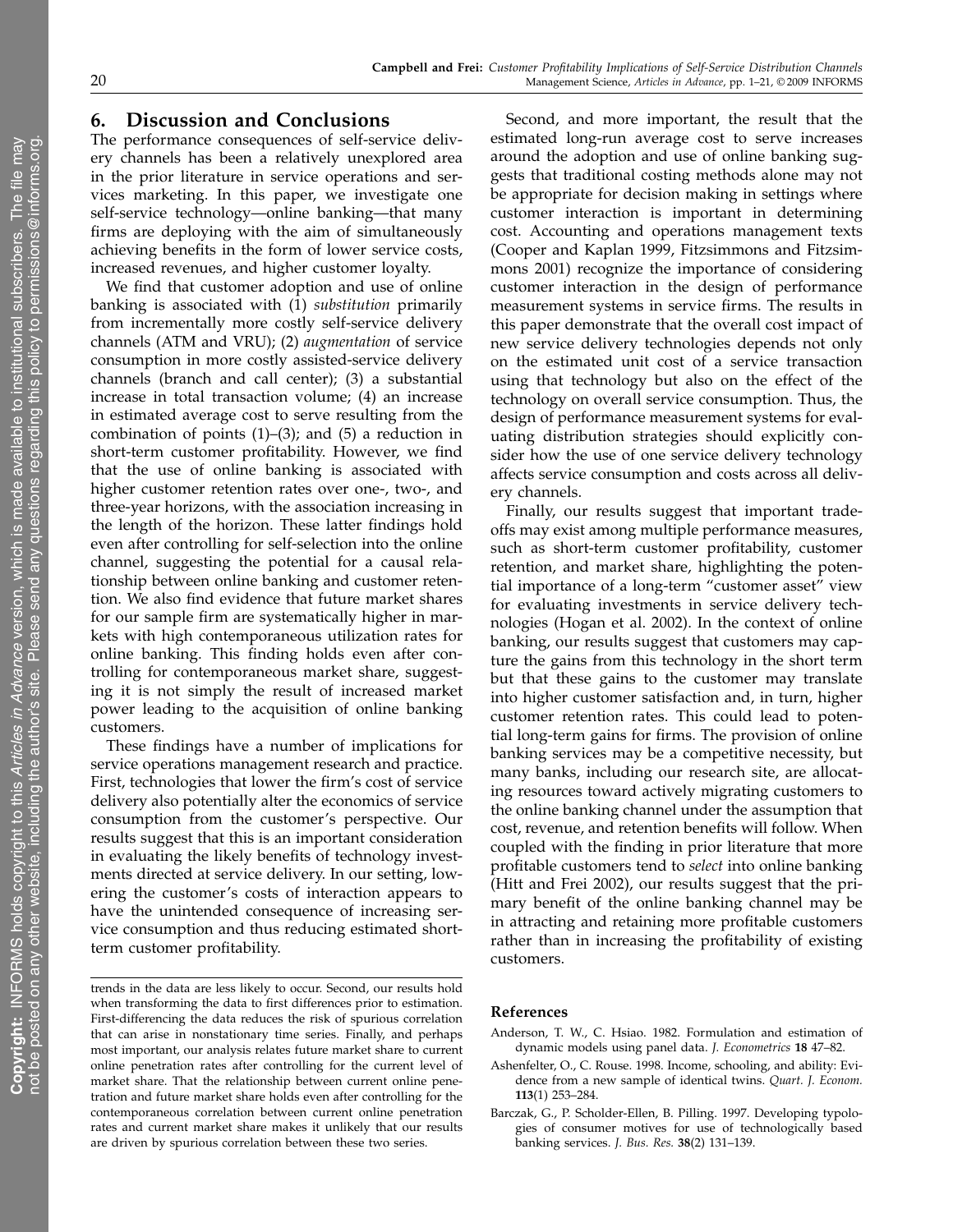## 6. Discussion and Conclusions

The performance consequences of self-service delivery channels has been a relatively unexplored area in the prior literature in service operations and services marketing. In this paper, we investigate one self-service technology—online banking—that many firms are deploying with the aim of simultaneously achieving benefits in the form of lower service costs, increased revenues, and higher customer loyalty.

We find that customer adoption and use of online banking is associated with (1) *substitution* primarily from incrementally more costly self-service delivery channels (ATM and VRU); (2) *augmentation* of service consumption in more costly assisted-service delivery channels (branch and call center); (3) a substantial increase in total transaction volume; (4) an increase in estimated average cost to serve resulting from the combination of points (1)–(3); and (5) a reduction in short-term customer profitability. However, we find that the use of online banking is associated with higher customer retention rates over one-, two-, and three-year horizons, with the association increasing in the length of the horizon. These latter findings hold even after controlling for self-selection into the online channel, suggesting the potential for a causal relationship between online banking and customer retention. We also find evidence that future market shares for our sample firm are systematically higher in markets with high contemporaneous utilization rates for online banking. This finding holds even after controlling for contemporaneous market share, suggesting it is not simply the result of increased market power leading to the acquisition of online banking customers.

These findings have a number of implications for service operations management research and practice. First, technologies that lower the firm's cost of service delivery also potentially alter the economics of service consumption from the customer's perspective. Our results suggest that this is an important consideration in evaluating the likely benefits of technology investments directed at service delivery. In our setting, lowering the customer's costs of interaction appears to have the unintended consequence of increasing service consumption and thus reducing estimated short-term customer profitability.

Second, and more important, the result that the estimated long-run average cost to serve increases around the adoption and use of online banking suggests that traditional costing methods alone may not be appropriate for decision making in settings where customer interaction is important in determining cost. Accounting and operations management texts (Cooper and Kaplan 1999, Fitzsimmons and Fitzsimmons 2001) recognize the importance of considering customer interaction in the design of performance measurement systems in service firms. The results in this paper demonstrate that the overall cost impact of new service delivery technologies depends not only on the estimated unit cost of a service transaction using that technology but also on the effect of the technology on overall service consumption. Thus, the design of performance measurement systems for evaluating distribution strategies should explicitly consider how the use of one service delivery technology affects service consumption and costs across all delivery channels.

Finally, our results suggest that important tradeoffs may exist among multiple performance measures, such as short-term customer profitability, customer retention, and market share, highlighting the potential importance of a long-term "customer asset" view for evaluating investments in service delivery technologies (Hogan et al. 2002). In the context of online banking, our results suggest that customers may capture the gains from this technology in the short term but that these gains to the customer may translate into higher customer satisfaction and, in turn, higher customer retention rates. This could lead to potential long-term gains for firms. The provision of online banking services may be a competitive necessity, but many banks, including our research site, are allocating resources toward actively migrating customers to the online banking channel under the assumption that cost, revenue, and retention benefits will follow. When coupled with the finding in prior literature that more profitable customers tend to *select* into online banking (Hitt and Frei 2002), our results suggest that the primary benefit of the online banking channel may be in attracting and retaining more profitable customers rather than in increasing the profitability of existing customers.

trends in the data are less likely to occur. Second, our results hold when transforming the data to first differences prior to estimation. First-differencing the data reduces the risk of spurious correlation that can arise in nonstationary time series. Finally, and perhaps most important, our analysis relates future market share to current online penetration rates after controlling for the current level of market share. That the relationship between current online penetration and future market share holds even after controlling for the contemporaneous correlation between current online penetration rates and current market share makes it unlikely that our results are driven by spurious correlation between these two series.

### References

Anderson, T. W., C. Hsiao. 1982. Formulation and estimation of dynamic models using panel data. *J. Econometrics* **18** 47–82.

Ashenfelter, O., C. Rouse. 1998. Income, schooling, and ability: Evidence from a new sample of identical twins. *Quart. J. Econom.* **113**(1) 253–284.

Barczak, G., P. Scholder-Ellen, B. Pilling. 1997. Developing typologies of consumer motives for use of technologically based banking services. *J. Bus. Res.* **38**(2) 131–139.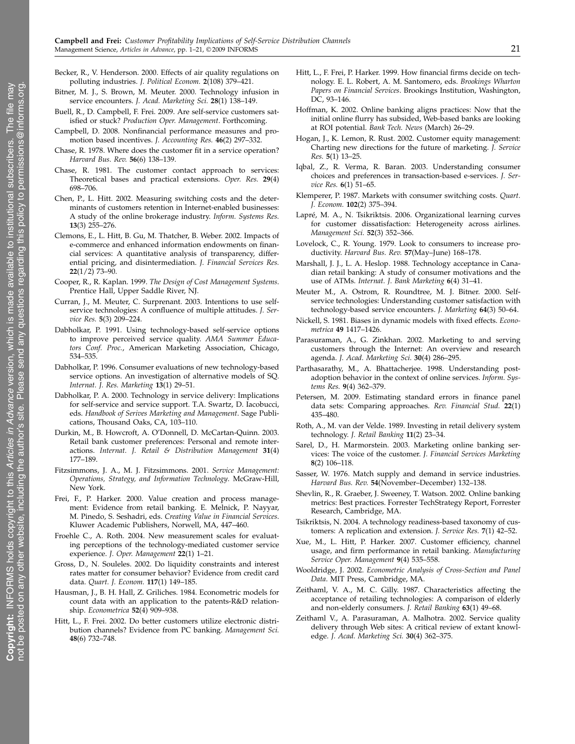Becker, R., V. Henderson. 2000. Effects of air quality regulations on polluting industries. *J. Political Econom.* **2**(108) 379–421.

Bitner, M. J., S. Brown, M. Meuter. 2000. Technology infusion in service encounters. *J. Acad. Marketing Sci.* **28**(1) 138–149.

Buell, R., D. Campbell, F. Frei. 2009. Are self-service customers satisfied or stuck? *Production Oper. Management*. Forthcoming.

Campbell, D. 2008. Nonfinancial performance measures and promotion based incentives. *J. Accounting Res.* **46**(2) 297–332.

Chase, R. 1978. Where does the customer fit in a service operation? *Harvard Bus. Rev.* **56**(6) 138–139.

Chase, R. 1981. The customer contact approach to services: Theoretical bases and practical extensions. *Oper. Res.* **29**(4) 698–706.

Chen, P., L. Hitt. 2002. Measuring switching costs and the determinants of customers retention in Internet-enabled businesses: A study of the online brokerage industry. *Inform. Systems Res.* **13**(3) 255–276.

Clemons, E., L. Hitt, B. Gu, M. Thatcher, B. Weber. 2002. Impacts of e-commerce and enhanced information endowments on financial services: A quantitative analysis of transparency, differential pricing, and disintermediation. *J. Financial Services Res.* **22**(1/2) 73–90.

Cooper, R., R. Kaplan. 1999. *The Design of Cost Management Systems*. Prentice Hall, Upper Saddle River, NJ.

Curran, J., M. Meuter, C. Surprenant. 2003. Intentions to use self-service technologies: A confluence of multiple attitudes. *J. Service Res.* **5**(3) 209–224.

Dabholkar, P. 1991. Using technology-based self-service options to improve perceived service quality. *AMA Summer Educators Conf. Proc.*, American Marketing Association, Chicago, 534–535.

Dabholkar, P. 1996. Consumer evaluations of new technology-based service options. An investigation of alternative models of SQ. *Internat. J. Res. Marketing* **13**(1) 29–51.

Dabholkar, P. A. 2000. Technology in service delivery: Implications for self-service and service support. T.A. Swartz, D. Iacobucci, eds. *Handbook of Serives Marketing and Management*. Sage Publications, Thousand Oaks, CA, 103–110.

Durkin, M., B. Howcroft, A. O'Donnell, D. McCartan-Quinn. 2003. Retail bank customer preferences: Personal and remote interactions. *Internat. J. Retail & Distribution Management* **31**(4) 177–189.

Fitzsimmons, J. A., M. J. Fitzsimmons. 2001. *Service Management: Operations, Strategy, and Information Technology*. McGraw-Hill, New York.

Frei, F., P. Harker. 2000. Value creation and process management: Evidence from retail banking. E. Melnick, P. Nayyar, M. Pinedo, S. Seshadri, eds. *Creating Value in Financial Services*. Kluwer Academic Publishers, Norwell, MA, 447–460.

Froehle C., A. Roth. 2004. New measurement scales for evaluating perceptions of the technology-mediated customer service experience. *J. Oper. Management* **22**(1) 1–21.

Gross, D., N. Souleles. 2002. Do liquidity constraints and interest rates matter for consumer behavior? Evidence from credit card data. *Quart. J. Econom.* **117**(1) 149–185.

Hausman, J., B. H. Hall, Z. Griliches. 1984. Econometric models for count data with an application to the patents-R&D relationship. *Econometrica* **52**(4) 909–938.

Hitt, L., F. Frei. 2002. Do better customers utilize electronic distribution channels? Evidence from PC banking. *Management Sci.* **48**(6) 732–748.

Hitt, L., F. Frei, P. Harker. 1999. How financial firms decide on technology. E. L. Robert, A. M. Santomero, eds. *Brookings Wharton Papers on Financial Services*. Brookings Institution, Washington, DC, 93–146.

Hoffman, K. 2002. Online banking aligns practices: Now that the initial online flurry has subsided, Web-based banks are looking at ROI potential. *Bank Tech. News* (March) 26–29.

Hogan, J., K. Lemon, R. Rust. 2002. Customer equity management: Charting new directions for the future of marketing. *J. Service Res.* **5**(1) 13–25.

Iqbal, Z., R. Verma, R. Baran. 2003. Understanding consumer choices and preferences in transaction-based e-services. *J. Service Res.* **6**(1) 51–65.

Klemperer, P. 1987. Markets with consumer switching costs. *Quart. J. Econom.* **102**(2) 375–394.

Lapré, M. A., N. Tsikriktsis. 2006. Organizational learning curves for customer dissatisfaction: Heterogeneity across airlines. *Management Sci.* **52**(3) 352–366.

Lovelock, C., R. Young. 1979. Look to consumers to increase productivity. *Harvard Bus. Rev.* **57**(May–June) 168–178.

Marshall, J. J., L. A. Heslop. 1988. Technology acceptance in Canadian retail banking: A study of consumer motivations and the use of ATMs. *Internat. J. Bank Marketing* **6**(4) 31–41.

Meuter M., A. Ostrom, R. Roundtree, M. J. Bitner. 2000. Self-service technologies: Understanding customer satisfaction with technology-based service encounters. *J. Marketing* **64**(3) 50–64.

Nickell, S. 1981. Biases in dynamic models with fixed effects. *Econometrica* **49** 1417–1426.

Parasuraman, A., G. Zinkhan. 2002. Marketing to and serving customers through the Internet: An overview and research agenda. *J. Acad. Marketing Sci.* **30**(4) 286–295.

Parthasarathy, M., A. Bhattacherjee. 1998. Understanding post-adoption behavior in the context of online services. *Inform. Systems Res.* **9**(4) 362–379.

Petersen, M. 2009. Estimating standard errors in finance panel data sets: Comparing approaches. *Rev. Financial Stud.* **22**(1) 435–480.

Roth, A., M. van der Velde. 1989. Investing in retail delivery system technology. *J. Retail Banking* **11**(2) 23–34.

Sarel, D., H. Marmorstein. 2003. Marketing online banking services: The voice of the customer. *J. Financial Services Marketing* **8**(2) 106–118.

Sasser, W. 1976. Match supply and demand in service industries. *Harvard Bus. Rev.* **54**(November–December) 132–138.

Shevlin, R., R. Graeber, J. Sweeney, T. Watson. 2002. Online banking metrics: Best practices. Forrester TechStrategy Report, Forrester Research, Cambridge, MA.

Tsikriktsis, N. 2004. A technology readiness-based taxonomy of customers: A replication and extension. *J. Service Res.* **7**(1) 42–52.

Xue, M., L. Hitt, P. Harker. 2007. Customer efficiency, channel usage, and firm performance in retail banking. *Manufacturing Service Oper. Management* **9**(4) 535–558.

Wooldridge, J. 2002. *Econometric Analysis of Cross-Section and Panel Data*. MIT Press, Cambridge, MA.

Zeithaml, V. A., M. C. Gilly. 1987. Characteristics affecting the acceptance of retailing technologies: A comparison of elderly and non-elderly consumers. *J. Retail Banking* **63**(1) 49–68.

Zeithaml V., A. Parasuraman, A. Malhotra. 2002. Service quality delivery through Web sites: A critical review of extant knowledge. *J. Acad. Marketing Sci.* **30**(4) 362–375.